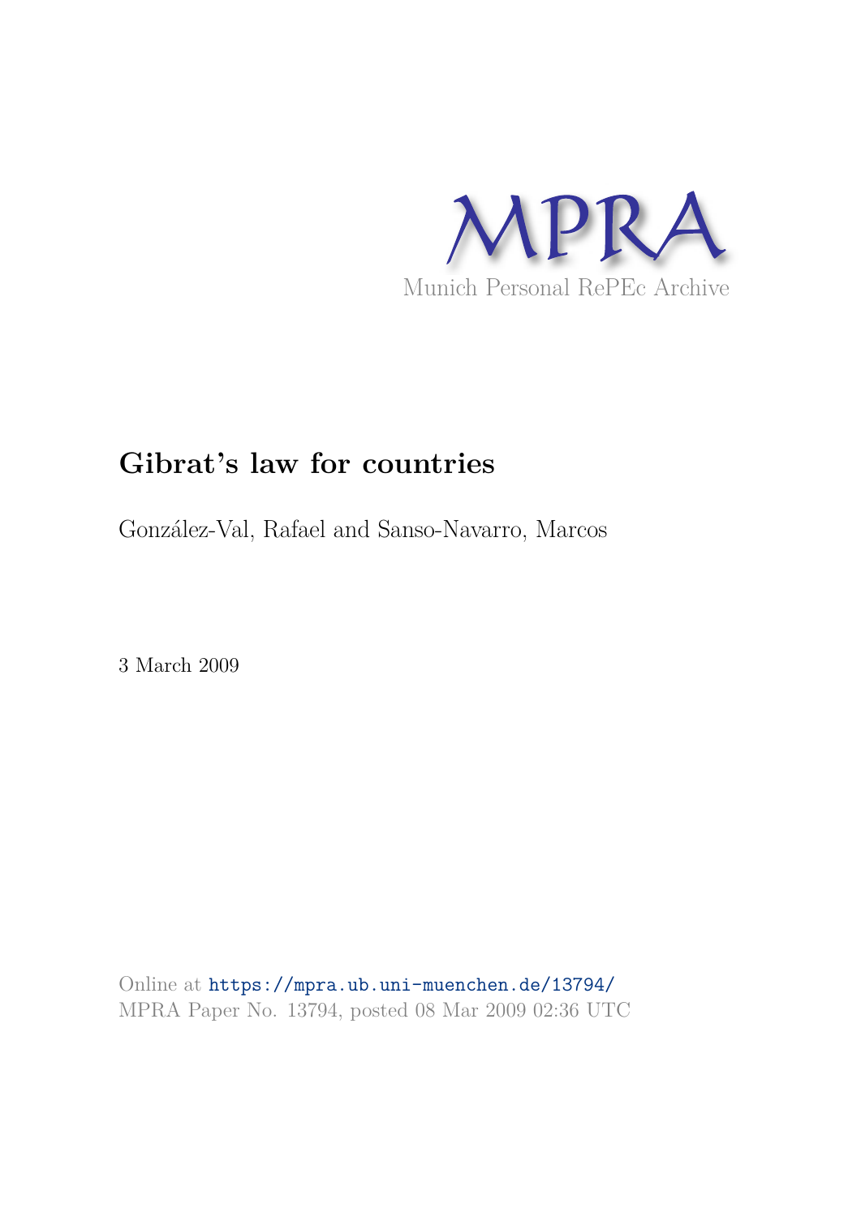MPRA

Munich Personal RePEc Archive

# Gibrat's law for countries

González-Val, Rafael and Sanso-Navarro, Marcos

3 March 2009

Online at https://mpra.ub.uni-muenchen.de/13794/
MPRA Paper No. 13794, posted 08 Mar 2009 02:36 UTC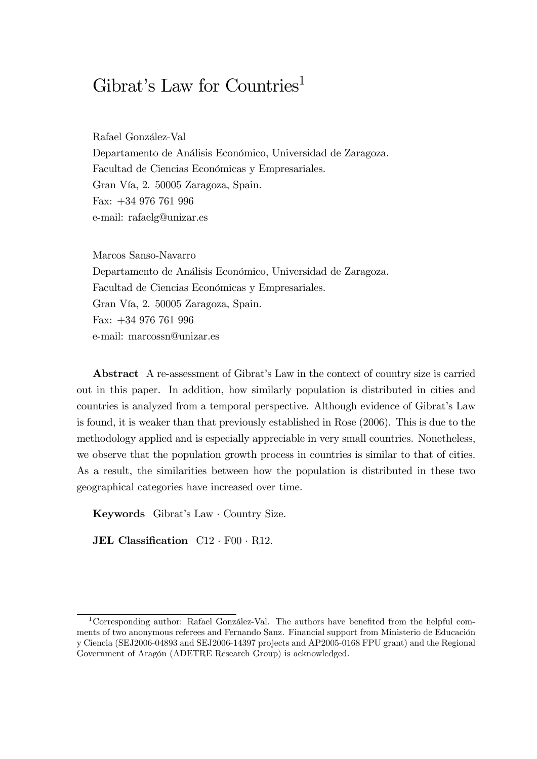# Gibrat's Law for Countries[1]

Rafael González-Val

Departamento de Análisis Económico, Universidad de Zaragoza.

Facultad de Ciencias Económicas y Empresariales.

Gran Vía, 2. 50005 Zaragoza, Spain.

Fax: +34 976 761 996

e-mail: rafaelg@unizar.es

Marcos Sanso-Navarro

Departamento de Análisis Económico, Universidad de Zaragoza.

Facultad de Ciencias Económicas y Empresariales.

Gran Vía, 2. 50005 Zaragoza, Spain.

Fax: +34 976 761 996

e-mail: marcossn@unizar.es

**Abstract** A re-assessment of Gibrat's Law in the context of country size is carried out in this paper. In addition, how similarly population is distributed in cities and countries is analyzed from a temporal perspective. Although evidence of Gibrat's Law is found, it is weaker than that previously established in Rose (2006). This is due to the methodology applied and is especially appreciable in very small countries. Nonetheless, we observe that the population growth process in countries is similar to that of cities. As a result, the similarities between how the population is distributed in these two geographical categories have increased over time.

**Keywords** Gibrat's Law · Country Size.

**JEL Classification** C12 · F00 · R12.

---

[1] Corresponding author: Rafael González-Val. The authors have benefited from the helpful comments of two anonymous referees and Fernando Sanz. Financial support from Ministerio de Educación y Ciencia (SEJ2006-04893 and SEJ2006-14397 projects and AP2005-0168 FPU grant) and the Regional Government of Aragón (ADETRE Research Group) is acknowledged.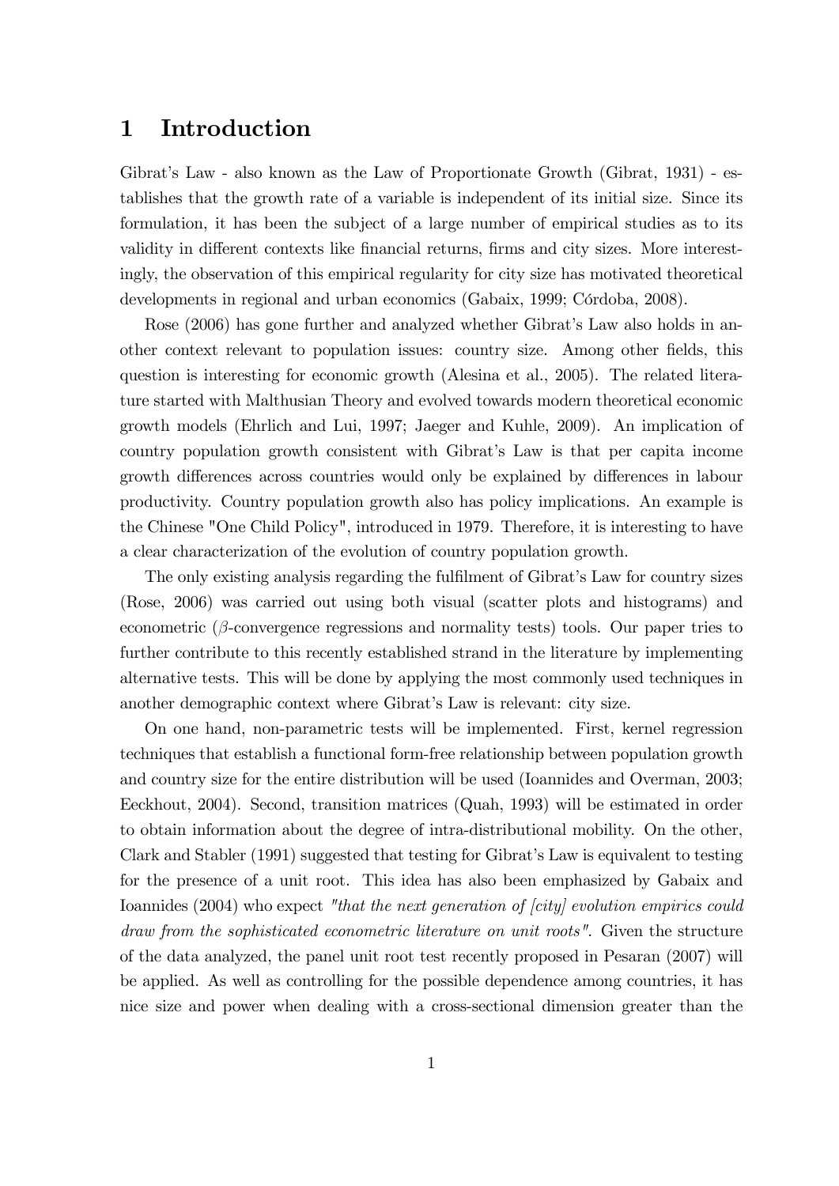# 1 Introduction

Gibrat's Law - also known as the Law of Proportionate Growth (Gibrat, 1931) - establishes that the growth rate of a variable is independent of its initial size. Since its formulation, it has been the subject of a large number of empirical studies as to its validity in different contexts like financial returns, firms and city sizes. More interestingly, the observation of this empirical regularity for city size has motivated theoretical developments in regional and urban economics (Gabaix, 1999; Córdoba, 2008).

Rose (2006) has gone further and analyzed whether Gibrat's Law also holds in another context relevant to population issues: country size. Among other fields, this question is interesting for economic growth (Alesina et al., 2005). The related literature started with Malthusian Theory and evolved towards modern theoretical economic growth models (Ehrlich and Lui, 1997; Jaeger and Kuhle, 2009). An implication of country population growth consistent with Gibrat's Law is that per capita income growth differences across countries would only be explained by differences in labour productivity. Country population growth also has policy implications. An example is the Chinese "One Child Policy", introduced in 1979. Therefore, it is interesting to have a clear characterization of the evolution of country population growth.

The only existing analysis regarding the fulfilment of Gibrat's Law for country sizes (Rose, 2006) was carried out using both visual (scatter plots and histograms) and econometric ($\beta$-convergence regressions and normality tests) tools. Our paper tries to further contribute to this recently established strand in the literature by implementing alternative tests. This will be done by applying the most commonly used techniques in another demographic context where Gibrat's Law is relevant: city size.

On one hand, non-parametric tests will be implemented. First, kernel regression techniques that establish a functional form-free relationship between population growth and country size for the entire distribution will be used (Ioannides and Overman, 2003; Eeckhout, 2004). Second, transition matrices (Quah, 1993) will be estimated in order to obtain information about the degree of intra-distributional mobility. On the other, Clark and Stabler (1991) suggested that testing for Gibrat's Law is equivalent to testing for the presence of a unit root. This idea has also been emphasized by Gabaix and Ioannides (2004) who expect *"that the next generation of [city] evolution empirics could draw from the sophisticated econometric literature on unit roots"*. Given the structure of the data analyzed, the panel unit root test recently proposed in Pesaran (2007) will be applied. As well as controlling for the possible dependence among countries, it has nice size and power when dealing with a cross-sectional dimension greater than the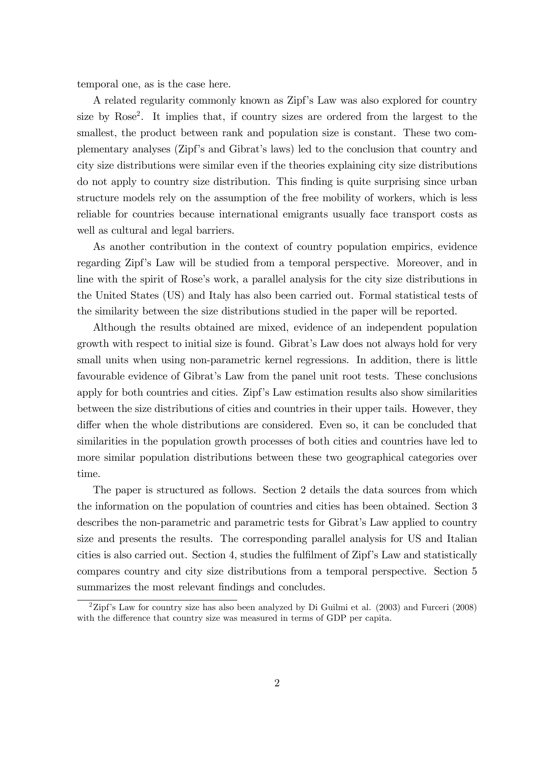temporal one, as is the case here.

A related regularity commonly known as Zipf's Law was also explored for country size by Rose[2]. It implies that, if country sizes are ordered from the largest to the smallest, the product between rank and population size is constant. These two complementary analyses (Zipf's and Gibrat's laws) led to the conclusion that country and city size distributions were similar even if the theories explaining city size distributions do not apply to country size distribution. This finding is quite surprising since urban structure models rely on the assumption of the free mobility of workers, which is less reliable for countries because international emigrants usually face transport costs as well as cultural and legal barriers.

As another contribution in the context of country population empirics, evidence regarding Zipf's Law will be studied from a temporal perspective. Moreover, and in line with the spirit of Rose's work, a parallel analysis for the city size distributions in the United States (US) and Italy has also been carried out. Formal statistical tests of the similarity between the size distributions studied in the paper will be reported.

Although the results obtained are mixed, evidence of an independent population growth with respect to initial size is found. Gibrat's Law does not always hold for very small units when using non-parametric kernel regressions. In addition, there is little favourable evidence of Gibrat's Law from the panel unit root tests. These conclusions apply for both countries and cities. Zipf's Law estimation results also show similarities between the size distributions of cities and countries in their upper tails. However, they differ when the whole distributions are considered. Even so, it can be concluded that similarities in the population growth processes of both cities and countries have led to more similar population distributions between these two geographical categories over time.

The paper is structured as follows. Section 2 details the data sources from which the information on the population of countries and cities has been obtained. Section 3 describes the non-parametric and parametric tests for Gibrat's Law applied to country size and presents the results. The corresponding parallel analysis for US and Italian cities is also carried out. Section 4, studies the fulfilment of Zipf's Law and statistically compares country and city size distributions from a temporal perspective. Section 5 summarizes the most relevant findings and concludes.

[2]Zipf's Law for country size has also been analyzed by Di Guilmi et al. (2003) and Furceri (2008) with the difference that country size was measured in terms of GDP per capita.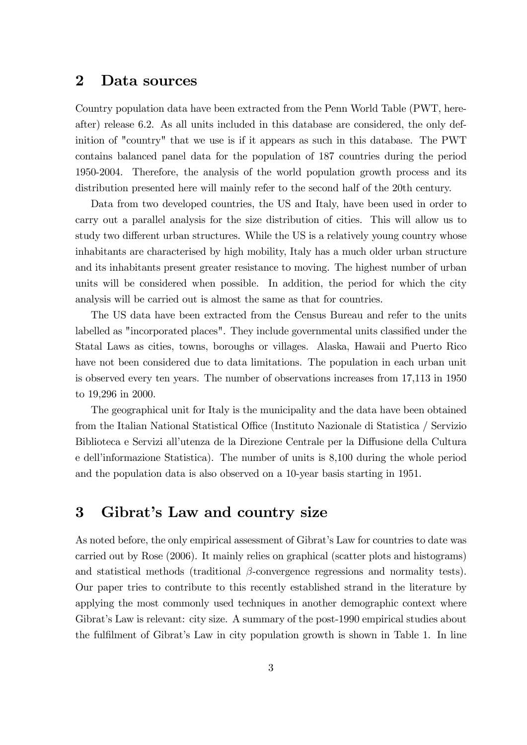## 2 Data sources

Country population data have been extracted from the Penn World Table (PWT, hereafter) release 6.2. As all units included in this database are considered, the only definition of "country" that we use is if it appears as such in this database. The PWT contains balanced panel data for the population of 187 countries during the period 1950-2004. Therefore, the analysis of the world population growth process and its distribution presented here will mainly refer to the second half of the 20th century.

Data from two developed countries, the US and Italy, have been used in order to carry out a parallel analysis for the size distribution of cities. This will allow us to study two different urban structures. While the US is a relatively young country whose inhabitants are characterised by high mobility, Italy has a much older urban structure and its inhabitants present greater resistance to moving. The highest number of urban units will be considered when possible. In addition, the period for which the city analysis will be carried out is almost the same as that for countries.

The US data have been extracted from the Census Bureau and refer to the units labelled as "incorporated places". They include governmental units classified under the Statal Laws as cities, towns, boroughs or villages. Alaska, Hawaii and Puerto Rico have not been considered due to data limitations. The population in each urban unit is observed every ten years. The number of observations increases from 17,113 in 1950 to 19,296 in 2000.

The geographical unit for Italy is the municipality and the data have been obtained from the Italian National Statistical Office (Instituto Nazionale di Statistica / Servizio Biblioteca e Servizi all'utenza de la Direzione Centrale per la Diffusione della Cultura e dell'informazione Statistica). The number of units is 8,100 during the whole period and the population data is also observed on a 10-year basis starting in 1951.

## 3 Gibrat's Law and country size

As noted before, the only empirical assessment of Gibrat's Law for countries to date was carried out by Rose (2006). It mainly relies on graphical (scatter plots and histograms) and statistical methods (traditional $\beta$-convergence regressions and normality tests). Our paper tries to contribute to this recently established strand in the literature by applying the most commonly used techniques in another demographic context where Gibrat's Law is relevant: city size. A summary of the post-1990 empirical studies about the fulfilment of Gibrat's Law in city population growth is shown in Table 1. In line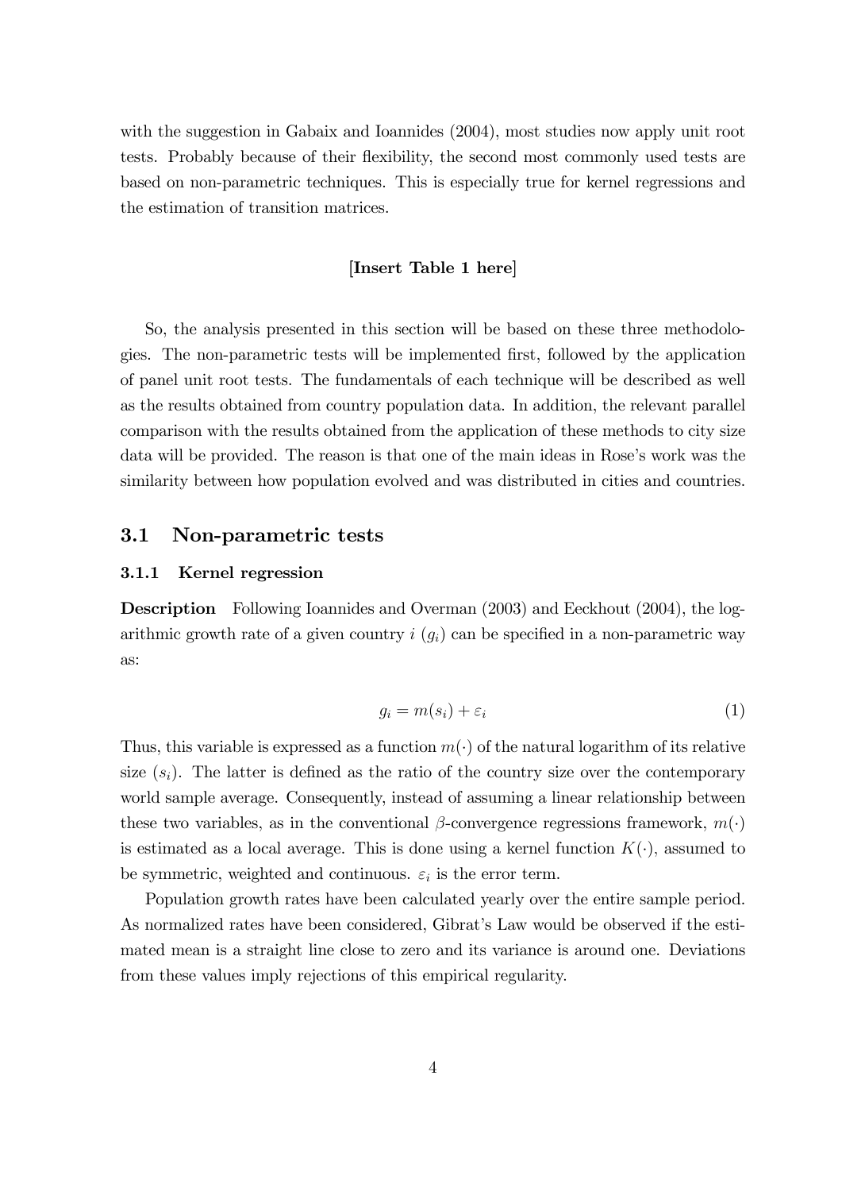with the suggestion in Gabaix and Ioannides (2004), most studies now apply unit root tests. Probably because of their flexibility, the second most commonly used tests are based on non-parametric techniques. This is especially true for kernel regressions and the estimation of transition matrices.

**[Insert Table 1 here]**

So, the analysis presented in this section will be based on these three methodologies. The non-parametric tests will be implemented first, followed by the application of panel unit root tests. The fundamentals of each technique will be described as well as the results obtained from country population data. In addition, the relevant parallel comparison with the results obtained from the application of these methods to city size data will be provided. The reason is that one of the main ideas in Rose's work was the similarity between how population evolved and was distributed in cities and countries.

## 3.1 Non-parametric tests

### 3.1.1 Kernel regression

**Description** Following Ioannides and Overman (2003) and Eeckhout (2004), the logarithmic growth rate of a given country $i$ ($g_i$) can be specified in a non-parametric way as:

$$g_i = m(s_i) + \varepsilon_i \tag{1}$$

Thus, this variable is expressed as a function $m(\cdot)$ of the natural logarithm of its relative size ($s_i$). The latter is defined as the ratio of the country size over the contemporary world sample average. Consequently, instead of assuming a linear relationship between these two variables, as in the conventional $\beta$-convergence regressions framework, $m(\cdot)$ is estimated as a local average. This is done using a kernel function $K(\cdot)$, assumed to be symmetric, weighted and continuous. $\varepsilon_i$ is the error term.

Population growth rates have been calculated yearly over the entire sample period. As normalized rates have been considered, Gibrat's Law would be observed if the estimated mean is a straight line close to zero and its variance is around one. Deviations from these values imply rejections of this empirical regularity.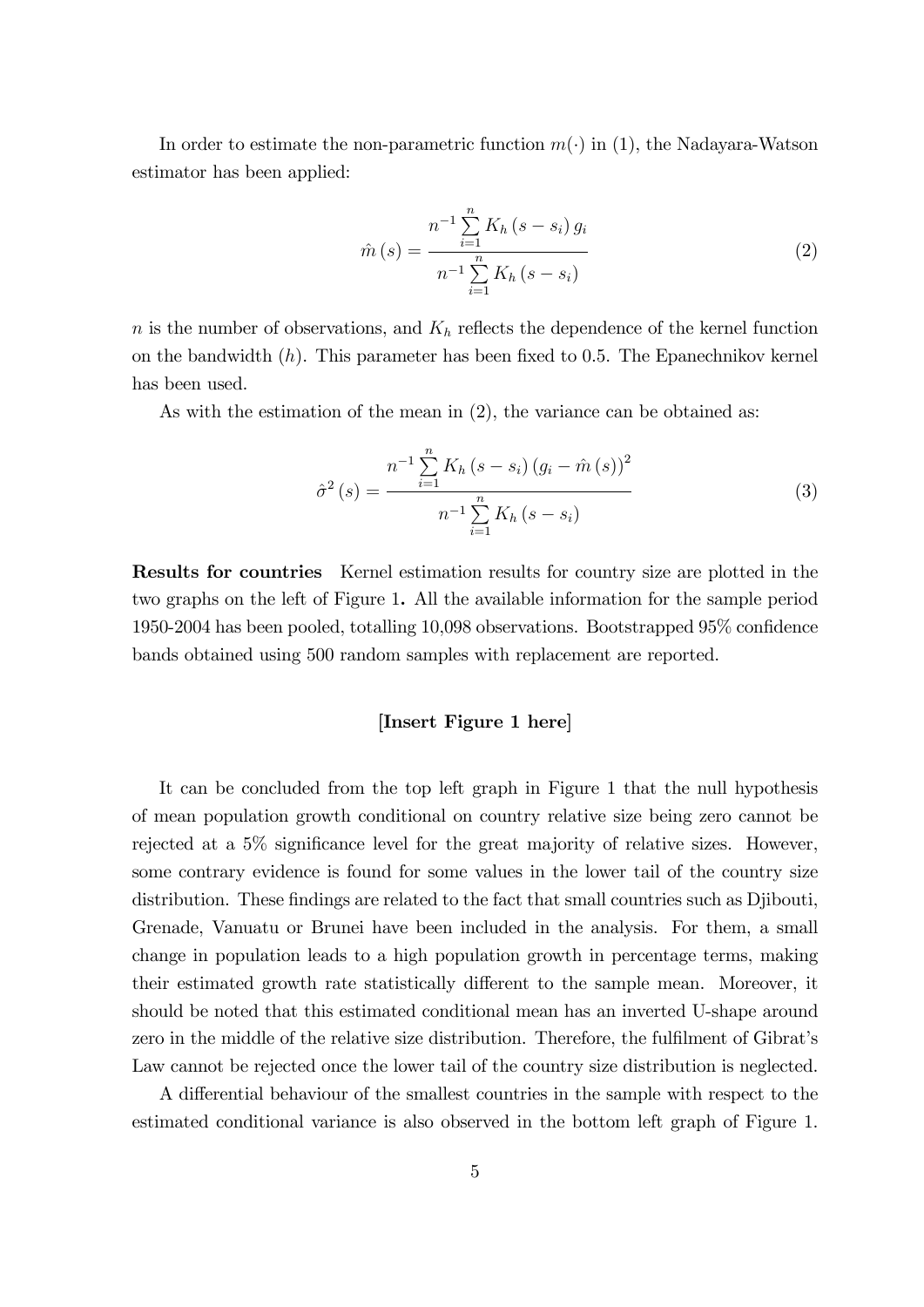In order to estimate the non-parametric function $m(\cdot)$ in (1), the Nadayara-Watson estimator has been applied:

$$\hat{m}(s) = \frac{n^{-1} \sum_{i=1}^{n} K_h(s - s_i) g_i}{n^{-1} \sum_{i=1}^{n} K_h(s - s_i)} \tag{2}$$

$n$ is the number of observations, and $K_h$ reflects the dependence of the kernel function on the bandwidth ($h$). This parameter has been fixed to 0.5. The Epanechnikov kernel has been used.

As with the estimation of the mean in (2), the variance can be obtained as:

$$\hat{\sigma}^2(s) = \frac{n^{-1} \sum_{i=1}^{n} K_h(s - s_i)(g_i - \hat{m}(s))^2}{n^{-1} \sum_{i=1}^{n} K_h(s - s_i)} \tag{3}$$

**Results for countries** Kernel estimation results for country size are plotted in the two graphs on the left of Figure 1**.** All the available information for the sample period 1950-2004 has been pooled, totalling 10,098 observations. Bootstrapped 95% confidence bands obtained using 500 random samples with replacement are reported.

[**Insert Figure 1 here**]

It can be concluded from the top left graph in Figure 1 that the null hypothesis of mean population growth conditional on country relative size being zero cannot be rejected at a 5% significance level for the great majority of relative sizes. However, some contrary evidence is found for some values in the lower tail of the country size distribution. These findings are related to the fact that small countries such as Djibouti, Grenade, Vanuatu or Brunei have been included in the analysis. For them, a small change in population leads to a high population growth in percentage terms, making their estimated growth rate statistically different to the sample mean. Moreover, it should be noted that this estimated conditional mean has an inverted U-shape around zero in the middle of the relative size distribution. Therefore, the fulfilment of Gibrat's Law cannot be rejected once the lower tail of the country size distribution is neglected.

A differential behaviour of the smallest countries in the sample with respect to the estimated conditional variance is also observed in the bottom left graph of Figure 1.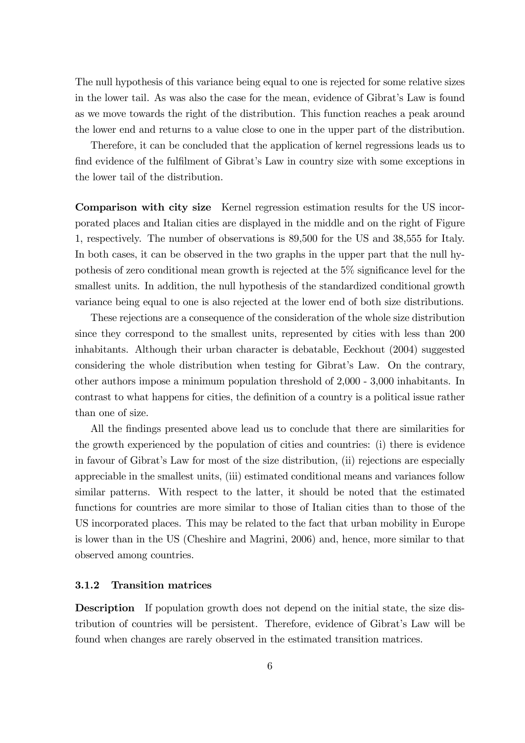The null hypothesis of this variance being equal to one is rejected for some relative sizes in the lower tail. As was also the case for the mean, evidence of Gibrat's Law is found as we move towards the right of the distribution. This function reaches a peak around the lower end and returns to a value close to one in the upper part of the distribution.

Therefore, it can be concluded that the application of kernel regressions leads us to find evidence of the fulfilment of Gibrat's Law in country size with some exceptions in the lower tail of the distribution.

**Comparison with city size** Kernel regression estimation results for the US incorporated places and Italian cities are displayed in the middle and on the right of Figure 1, respectively. The number of observations is 89,500 for the US and 38,555 for Italy. In both cases, it can be observed in the two graphs in the upper part that the null hypothesis of zero conditional mean growth is rejected at the 5% significance level for the smallest units. In addition, the null hypothesis of the standardized conditional growth variance being equal to one is also rejected at the lower end of both size distributions.

These rejections are a consequence of the consideration of the whole size distribution since they correspond to the smallest units, represented by cities with less than 200 inhabitants. Although their urban character is debatable, Eeckhout (2004) suggested considering the whole distribution when testing for Gibrat's Law. On the contrary, other authors impose a minimum population threshold of 2,000 - 3,000 inhabitants. In contrast to what happens for cities, the definition of a country is a political issue rather than one of size.

All the findings presented above lead us to conclude that there are similarities for the growth experienced by the population of cities and countries: (i) there is evidence in favour of Gibrat's Law for most of the size distribution, (ii) rejections are especially appreciable in the smallest units, (iii) estimated conditional means and variances follow similar patterns. With respect to the latter, it should be noted that the estimated functions for countries are more similar to those of Italian cities than to those of the US incorporated places. This may be related to the fact that urban mobility in Europe is lower than in the US (Cheshire and Magrini, 2006) and, hence, more similar to that observed among countries.

### 3.1.2 Transition matrices

**Description** If population growth does not depend on the initial state, the size distribution of countries will be persistent. Therefore, evidence of Gibrat's Law will be found when changes are rarely observed in the estimated transition matrices.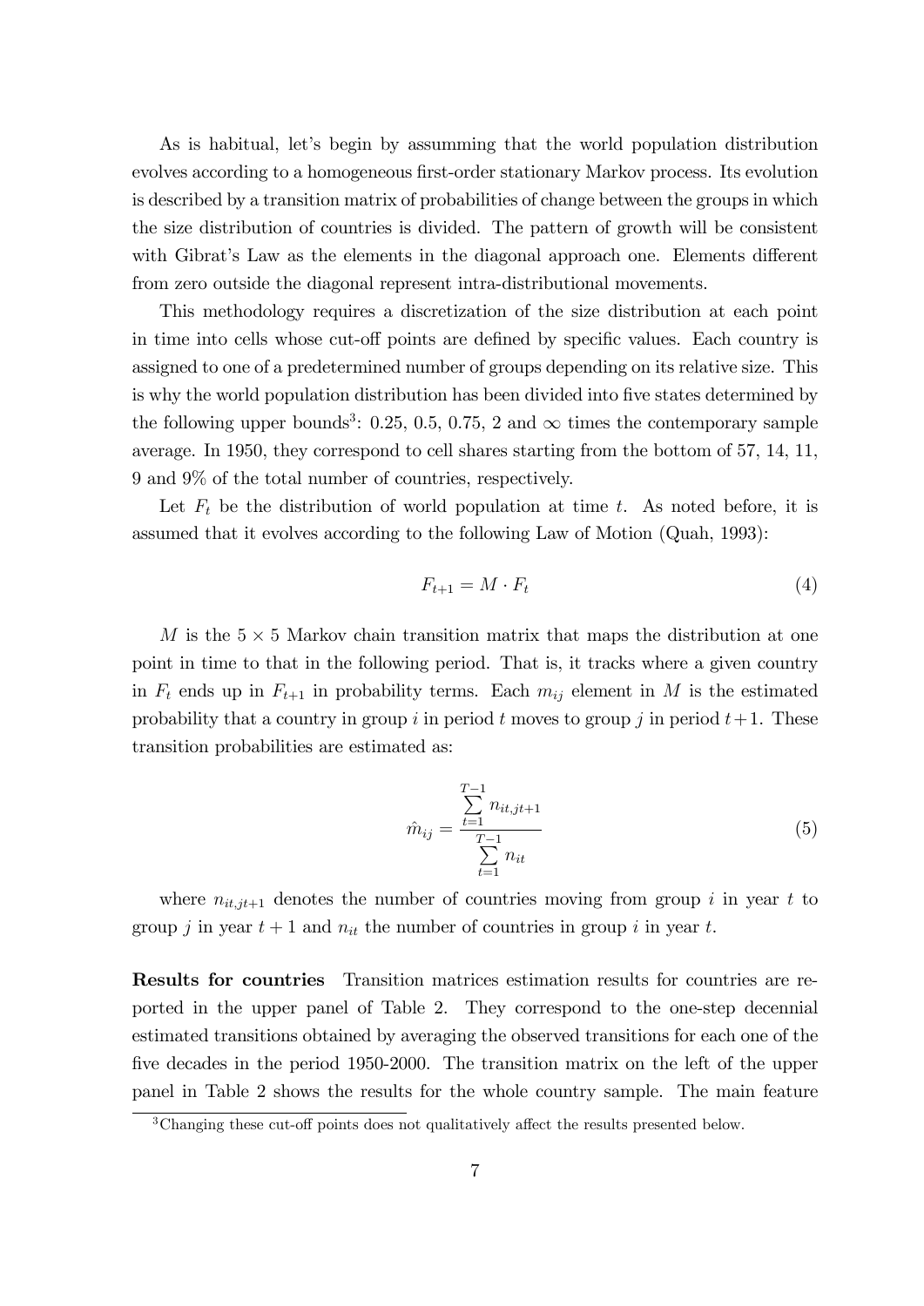As is habitual, let's begin by assumming that the world population distribution evolves according to a homogeneous first-order stationary Markov process. Its evolution is described by a transition matrix of probabilities of change between the groups in which the size distribution of countries is divided. The pattern of growth will be consistent with Gibrat's Law as the elements in the diagonal approach one. Elements different from zero outside the diagonal represent intra-distributional movements.

This methodology requires a discretization of the size distribution at each point in time into cells whose cut-off points are defined by specific values. Each country is assigned to one of a predetermined number of groups depending on its relative size. This is why the world population distribution has been divided into five states determined by the following upper bounds[3]: 0.25, 0.5, 0.75, 2 and $\infty$ times the contemporary sample average. In 1950, they correspond to cell shares starting from the bottom of 57, 14, 11, 9 and 9% of the total number of countries, respectively.

Let $F_t$ be the distribution of world population at time $t$. As noted before, it is assumed that it evolves according to the following Law of Motion (Quah, 1993):

$$F_{t+1} = M \cdot F_t \tag{4}$$

$M$ is the $5 \times 5$ Markov chain transition matrix that maps the distribution at one point in time to that in the following period. That is, it tracks where a given country in $F_t$ ends up in $F_{t+1}$ in probability terms. Each $m_{ij}$ element in $M$ is the estimated probability that a country in group $i$ in period $t$ moves to group $j$ in period $t+1$. These transition probabilities are estimated as:

$$\hat{m}_{ij} = \frac{\sum_{t=1}^{T-1} n_{it,jt+1}}{\sum_{t=1}^{T-1} n_{it}} \tag{5}$$

where $n_{it,jt+1}$ denotes the number of countries moving from group $i$ in year $t$ to group $j$ in year $t+1$ and $n_{it}$ the number of countries in group $i$ in year $t$.

**Results for countries** Transition matrices estimation results for countries are reported in the upper panel of Table 2. They correspond to the one-step decennial estimated transitions obtained by averaging the observed transitions for each one of the five decades in the period 1950-2000. The transition matrix on the left of the upper panel in Table 2 shows the results for the whole country sample. The main feature

[3] Changing these cut-off points does not qualitatively affect the results presented below.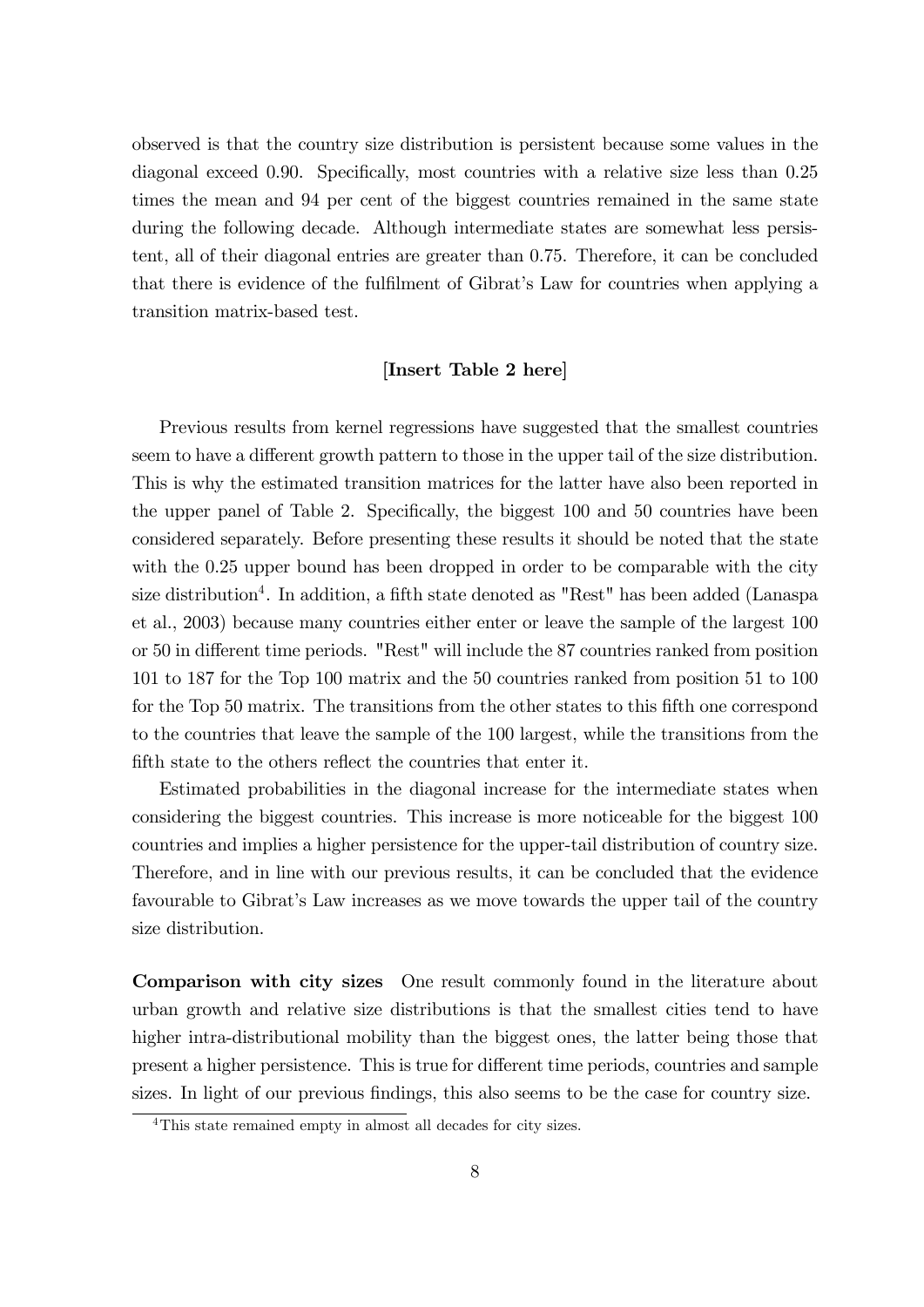observed is that the country size distribution is persistent because some values in the diagonal exceed 0.90. Specifically, most countries with a relative size less than 0.25 times the mean and 94 per cent of the biggest countries remained in the same state during the following decade. Although intermediate states are somewhat less persistent, all of their diagonal entries are greater than 0.75. Therefore, it can be concluded that there is evidence of the fulfilment of Gibrat's Law for countries when applying a transition matrix-based test.

**[Insert Table 2 here]**

Previous results from kernel regressions have suggested that the smallest countries seem to have a different growth pattern to those in the upper tail of the size distribution. This is why the estimated transition matrices for the latter have also been reported in the upper panel of Table 2. Specifically, the biggest 100 and 50 countries have been considered separately. Before presenting these results it should be noted that the state with the 0.25 upper bound has been dropped in order to be comparable with the city size distribution[4]. In addition, a fifth state denoted as "Rest" has been added (Lanaspa et al., 2003) because many countries either enter or leave the sample of the largest 100 or 50 in different time periods. "Rest" will include the 87 countries ranked from position 101 to 187 for the Top 100 matrix and the 50 countries ranked from position 51 to 100 for the Top 50 matrix. The transitions from the other states to this fifth one correspond to the countries that leave the sample of the 100 largest, while the transitions from the fifth state to the others reflect the countries that enter it.

Estimated probabilities in the diagonal increase for the intermediate states when considering the biggest countries. This increase is more noticeable for the biggest 100 countries and implies a higher persistence for the upper-tail distribution of country size. Therefore, and in line with our previous results, it can be concluded that the evidence favourable to Gibrat's Law increases as we move towards the upper tail of the country size distribution.

**Comparison with city sizes** One result commonly found in the literature about urban growth and relative size distributions is that the smallest cities tend to have higher intra-distributional mobility than the biggest ones, the latter being those that present a higher persistence. This is true for different time periods, countries and sample sizes. In light of our previous findings, this also seems to be the case for country size.

[4] This state remained empty in almost all decades for city sizes.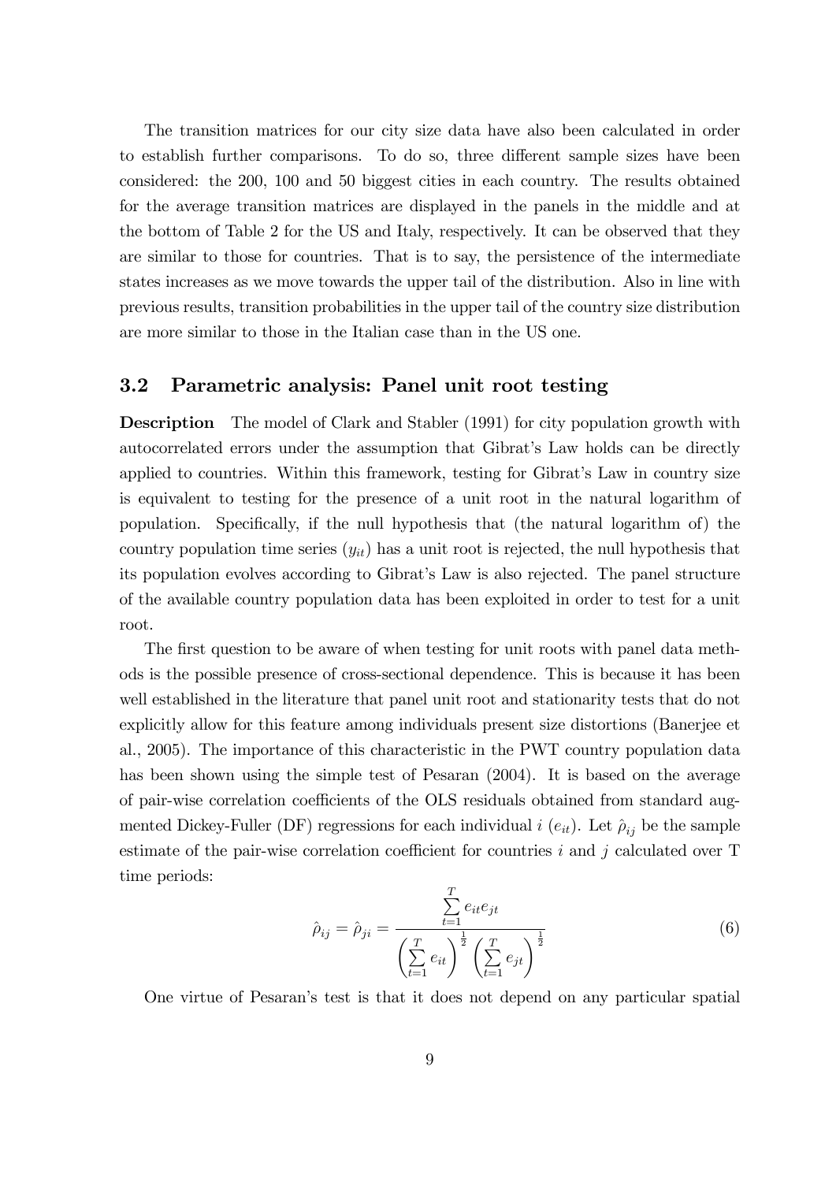The transition matrices for our city size data have also been calculated in order to establish further comparisons. To do so, three different sample sizes have been considered: the 200, 100 and 50 biggest cities in each country. The results obtained for the average transition matrices are displayed in the panels in the middle and at the bottom of Table 2 for the US and Italy, respectively. It can be observed that they are similar to those for countries. That is to say, the persistence of the intermediate states increases as we move towards the upper tail of the distribution. Also in line with previous results, transition probabilities in the upper tail of the country size distribution are more similar to those in the Italian case than in the US one.

## 3.2 Parametric analysis: Panel unit root testing

**Description** The model of Clark and Stabler (1991) for city population growth with autocorrelated errors under the assumption that Gibrat's Law holds can be directly applied to countries. Within this framework, testing for Gibrat's Law in country size is equivalent to testing for the presence of a unit root in the natural logarithm of population. Specifically, if the null hypothesis that (the natural logarithm of) the country population time series ($y_{it}$) has a unit root is rejected, the null hypothesis that its population evolves according to Gibrat's Law is also rejected. The panel structure of the available country population data has been exploited in order to test for a unit root.

The first question to be aware of when testing for unit roots with panel data methods is the possible presence of cross-sectional dependence. This is because it has been well established in the literature that panel unit root and stationarity tests that do not explicitly allow for this feature among individuals present size distortions (Banerjee et al., 2005). The importance of this characteristic in the PWT country population data has been shown using the simple test of Pesaran (2004). It is based on the average of pair-wise correlation coefficients of the OLS residuals obtained from standard augmented Dickey-Fuller (DF) regressions for each individual $i$ ($e_{it}$). Let $\hat{\rho}_{ij}$ be the sample estimate of the pair-wise correlation coefficient for countries $i$ and $j$ calculated over T time periods:

$$\hat{\rho}_{ij} = \hat{\rho}_{ji} = \frac{\sum_{t=1}^{T} e_{it} e_{jt}}{\left( \sum_{t=1}^{T} e_{it} \right)^{\frac{1}{2}} \left( \sum_{t=1}^{T} e_{jt} \right)^{\frac{1}{2}}} \tag{6}$$

One virtue of Pesaran's test is that it does not depend on any particular spatial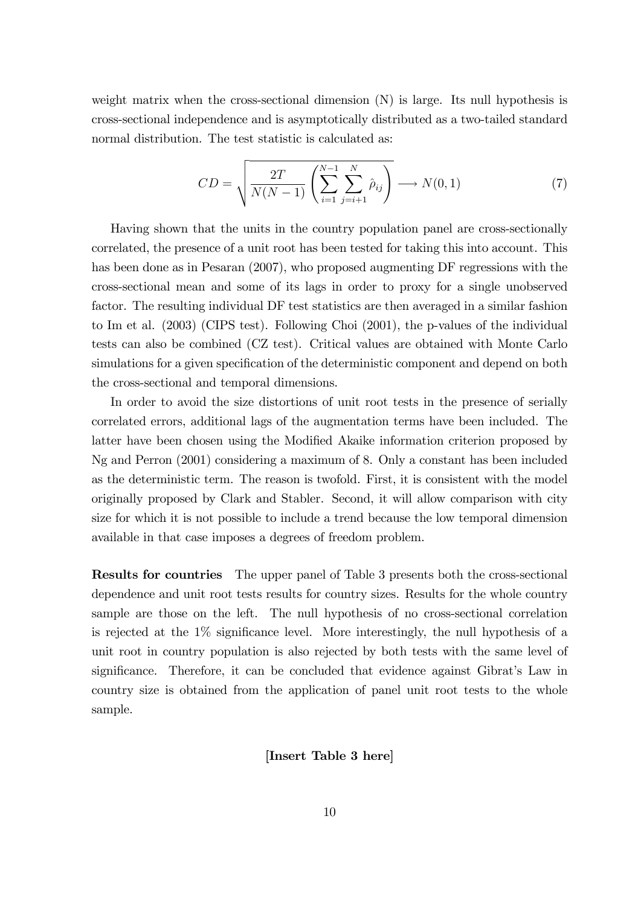weight matrix when the cross-sectional dimension (N) is large. Its null hypothesis is cross-sectional independence and is asymptotically distributed as a two-tailed standard normal distribution. The test statistic is calculated as:

$$CD = \sqrt{\frac{2T}{N(N-1)}\left(\sum_{i=1}^{N-1}\sum_{j=i+1}^{N}\hat{\rho}_{ij}\right)} \longrightarrow N(0,1) \tag{7}$$

Having shown that the units in the country population panel are cross-sectionally correlated, the presence of a unit root has been tested for taking this into account. This has been done as in Pesaran (2007), who proposed augmenting DF regressions with the cross-sectional mean and some of its lags in order to proxy for a single unobserved factor. The resulting individual DF test statistics are then averaged in a similar fashion to Im et al. (2003) (CIPS test). Following Choi (2001), the p-values of the individual tests can also be combined (CZ test). Critical values are obtained with Monte Carlo simulations for a given specification of the deterministic component and depend on both the cross-sectional and temporal dimensions.

In order to avoid the size distortions of unit root tests in the presence of serially correlated errors, additional lags of the augmentation terms have been included. The latter have been chosen using the Modified Akaike information criterion proposed by Ng and Perron (2001) considering a maximum of 8. Only a constant has been included as the deterministic term. The reason is twofold. First, it is consistent with the model originally proposed by Clark and Stabler. Second, it will allow comparison with city size for which it is not possible to include a trend because the low temporal dimension available in that case imposes a degrees of freedom problem.

**Results for countries** The upper panel of Table 3 presents both the cross-sectional dependence and unit root tests results for country sizes. Results for the whole country sample are those on the left. The null hypothesis of no cross-sectional correlation is rejected at the 1% significance level. More interestingly, the null hypothesis of a unit root in country population is also rejected by both tests with the same level of significance. Therefore, it can be concluded that evidence against Gibrat's Law in country size is obtained from the application of panel unit root tests to the whole sample.

**[Insert Table 3 here]**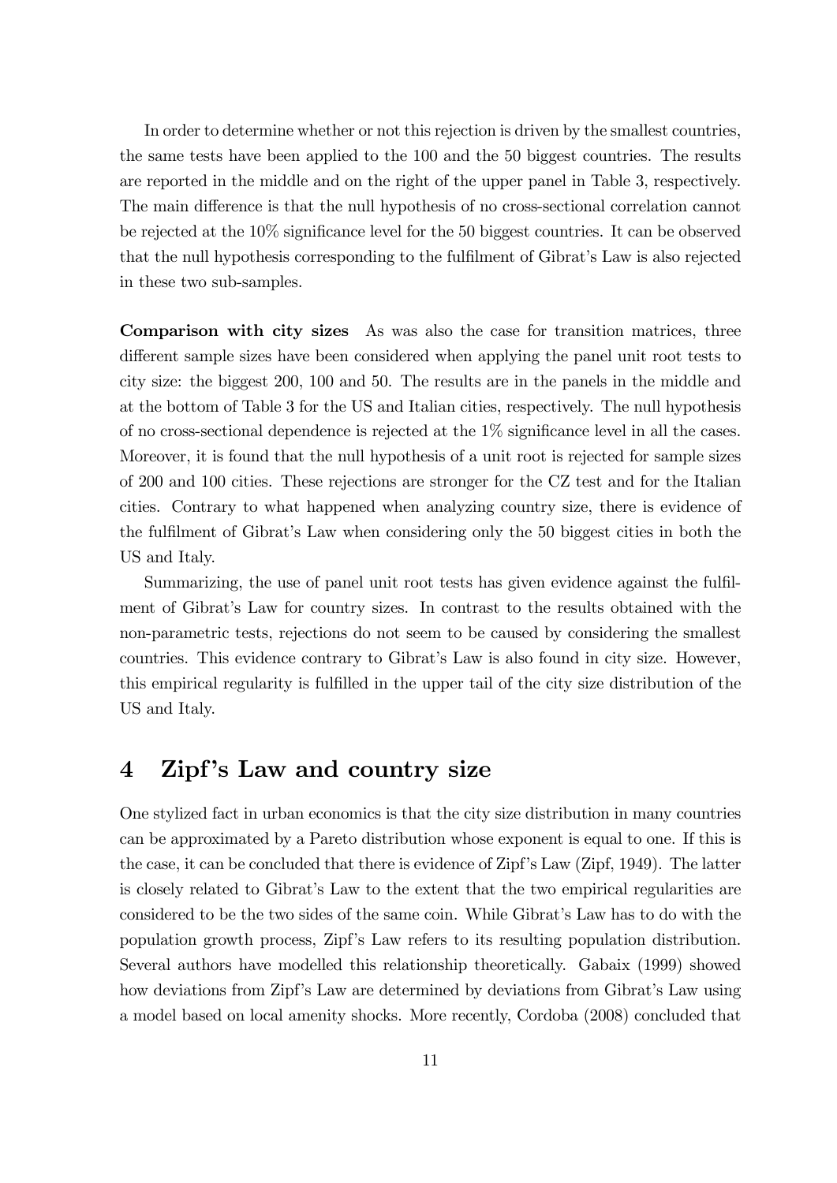In order to determine whether or not this rejection is driven by the smallest countries, the same tests have been applied to the 100 and the 50 biggest countries. The results are reported in the middle and on the right of the upper panel in Table 3, respectively. The main difference is that the null hypothesis of no cross-sectional correlation cannot be rejected at the 10% significance level for the 50 biggest countries. It can be observed that the null hypothesis corresponding to the fulfilment of Gibrat's Law is also rejected in these two sub-samples.

**Comparison with city sizes** As was also the case for transition matrices, three different sample sizes have been considered when applying the panel unit root tests to city size: the biggest 200, 100 and 50. The results are in the panels in the middle and at the bottom of Table 3 for the US and Italian cities, respectively. The null hypothesis of no cross-sectional dependence is rejected at the 1% significance level in all the cases. Moreover, it is found that the null hypothesis of a unit root is rejected for sample sizes of 200 and 100 cities. These rejections are stronger for the CZ test and for the Italian cities. Contrary to what happened when analyzing country size, there is evidence of the fulfilment of Gibrat's Law when considering only the 50 biggest cities in both the US and Italy.

Summarizing, the use of panel unit root tests has given evidence against the fulfilment of Gibrat's Law for country sizes. In contrast to the results obtained with the non-parametric tests, rejections do not seem to be caused by considering the smallest countries. This evidence contrary to Gibrat's Law is also found in city size. However, this empirical regularity is fulfilled in the upper tail of the city size distribution of the US and Italy.

# 4 Zipf's Law and country size

One stylized fact in urban economics is that the city size distribution in many countries can be approximated by a Pareto distribution whose exponent is equal to one. If this is the case, it can be concluded that there is evidence of Zipf's Law (Zipf, 1949). The latter is closely related to Gibrat's Law to the extent that the two empirical regularities are considered to be the two sides of the same coin. While Gibrat's Law has to do with the population growth process, Zipf's Law refers to its resulting population distribution. Several authors have modelled this relationship theoretically. Gabaix (1999) showed how deviations from Zipf's Law are determined by deviations from Gibrat's Law using a model based on local amenity shocks. More recently, Cordoba (2008) concluded that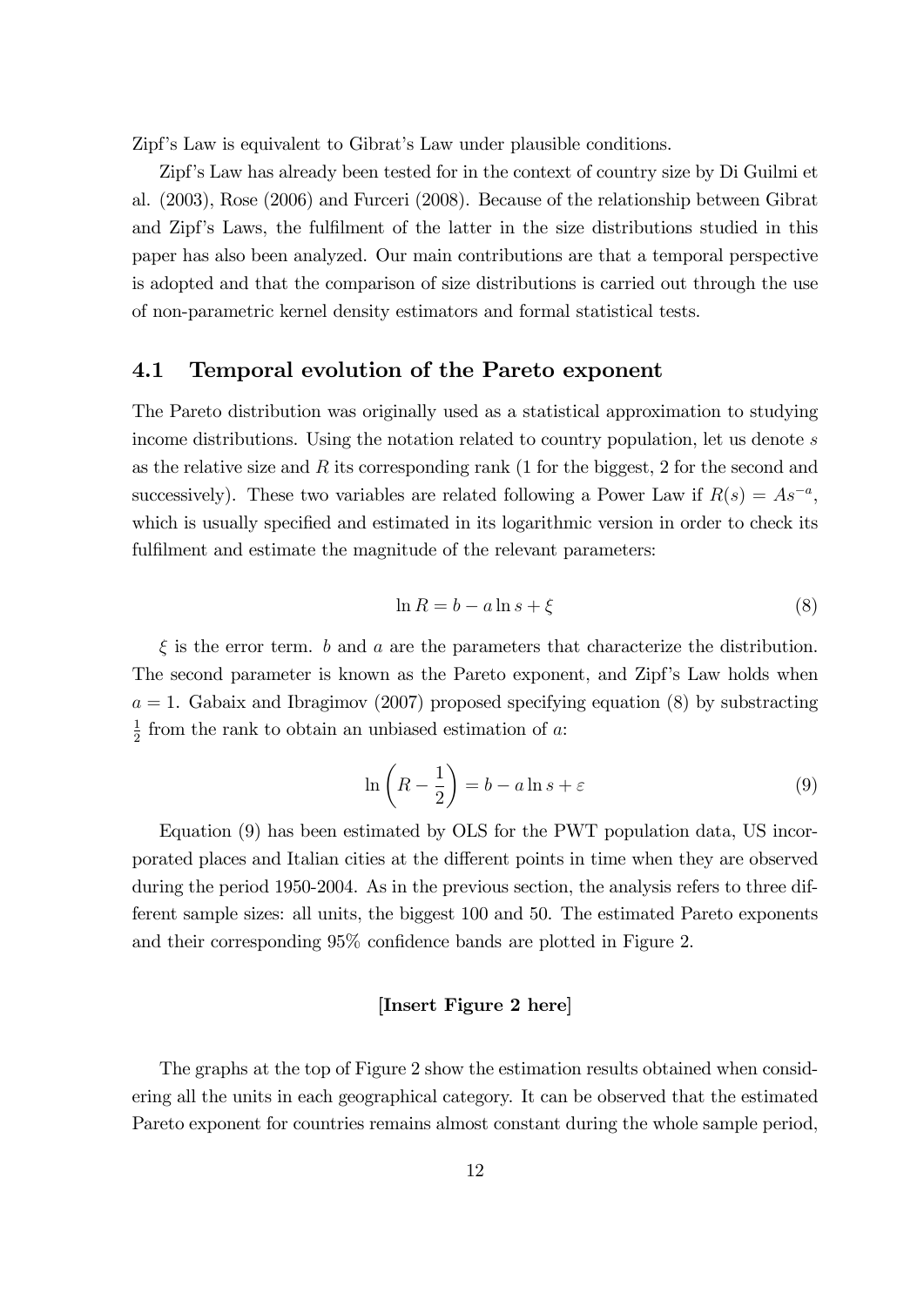Zipf's Law is equivalent to Gibrat's Law under plausible conditions.

Zipf's Law has already been tested for in the context of country size by Di Guilmi et al. (2003), Rose (2006) and Furceri (2008). Because of the relationship between Gibrat and Zipf's Laws, the fulfilment of the latter in the size distributions studied in this paper has also been analyzed. Our main contributions are that a temporal perspective is adopted and that the comparison of size distributions is carried out through the use of non-parametric kernel density estimators and formal statistical tests.

## 4.1 Temporal evolution of the Pareto exponent

The Pareto distribution was originally used as a statistical approximation to studying income distributions. Using the notation related to country population, let us denote $s$ as the relative size and $R$ its corresponding rank (1 for the biggest, 2 for the second and successively). These two variables are related following a Power Law if $R(s) = As^{-a}$, which is usually specified and estimated in its logarithmic version in order to check its fulfilment and estimate the magnitude of the relevant parameters:

$$\ln R = b - a \ln s + \xi \tag{8}$$

$\xi$ is the error term. $b$ and $a$ are the parameters that characterize the distribution. The second parameter is known as the Pareto exponent, and Zipf's Law holds when $a = 1$. Gabaix and Ibragimov (2007) proposed specifying equation (8) by substracting $\frac{1}{2}$ from the rank to obtain an unbiased estimation of $a$:

$$\ln \left( R - \frac{1}{2} \right) = b - a \ln s + \varepsilon \tag{9}$$

Equation (9) has been estimated by OLS for the PWT population data, US incorporated places and Italian cities at the different points in time when they are observed during the period 1950-2004. As in the previous section, the analysis refers to three different sample sizes: all units, the biggest 100 and 50. The estimated Pareto exponents and their corresponding 95% confidence bands are plotted in Figure 2.

**[Insert Figure 2 here]**

The graphs at the top of Figure 2 show the estimation results obtained when considering all the units in each geographical category. It can be observed that the estimated Pareto exponent for countries remains almost constant during the whole sample period,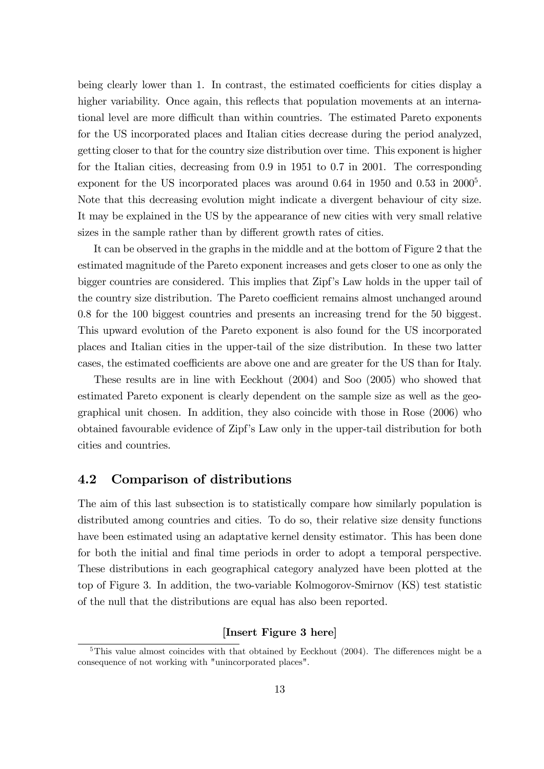being clearly lower than 1. In contrast, the estimated coefficients for cities display a higher variability. Once again, this reflects that population movements at an international level are more difficult than within countries. The estimated Pareto exponents for the US incorporated places and Italian cities decrease during the period analyzed, getting closer to that for the country size distribution over time. This exponent is higher for the Italian cities, decreasing from 0.9 in 1951 to 0.7 in 2001. The corresponding exponent for the US incorporated places was around 0.64 in 1950 and 0.53 in 2000[5]. Note that this decreasing evolution might indicate a divergent behaviour of city size. It may be explained in the US by the appearance of new cities with very small relative sizes in the sample rather than by different growth rates of cities.

It can be observed in the graphs in the middle and at the bottom of Figure 2 that the estimated magnitude of the Pareto exponent increases and gets closer to one as only the bigger countries are considered. This implies that Zipf's Law holds in the upper tail of the country size distribution. The Pareto coefficient remains almost unchanged around 0.8 for the 100 biggest countries and presents an increasing trend for the 50 biggest. This upward evolution of the Pareto exponent is also found for the US incorporated places and Italian cities in the upper-tail of the size distribution. In these two latter cases, the estimated coefficients are above one and are greater for the US than for Italy.

These results are in line with Eeckhout (2004) and Soo (2005) who showed that estimated Pareto exponent is clearly dependent on the sample size as well as the geographical unit chosen. In addition, they also coincide with those in Rose (2006) who obtained favourable evidence of Zipf's Law only in the upper-tail distribution for both cities and countries.

### 4.2 Comparison of distributions

The aim of this last subsection is to statistically compare how similarly population is distributed among countries and cities. To do so, their relative size density functions have been estimated using an adaptative kernel density estimator. This has been done for both the initial and final time periods in order to adopt a temporal perspective. These distributions in each geographical category analyzed have been plotted at the top of Figure 3. In addition, the two-variable Kolmogorov-Smirnov (KS) test statistic of the null that the distributions are equal has also been reported.

**[Insert Figure 3 here]**

[5] This value almost coincides with that obtained by Eeckhout (2004). The differences might be a consequence of not working with "unincorporated places".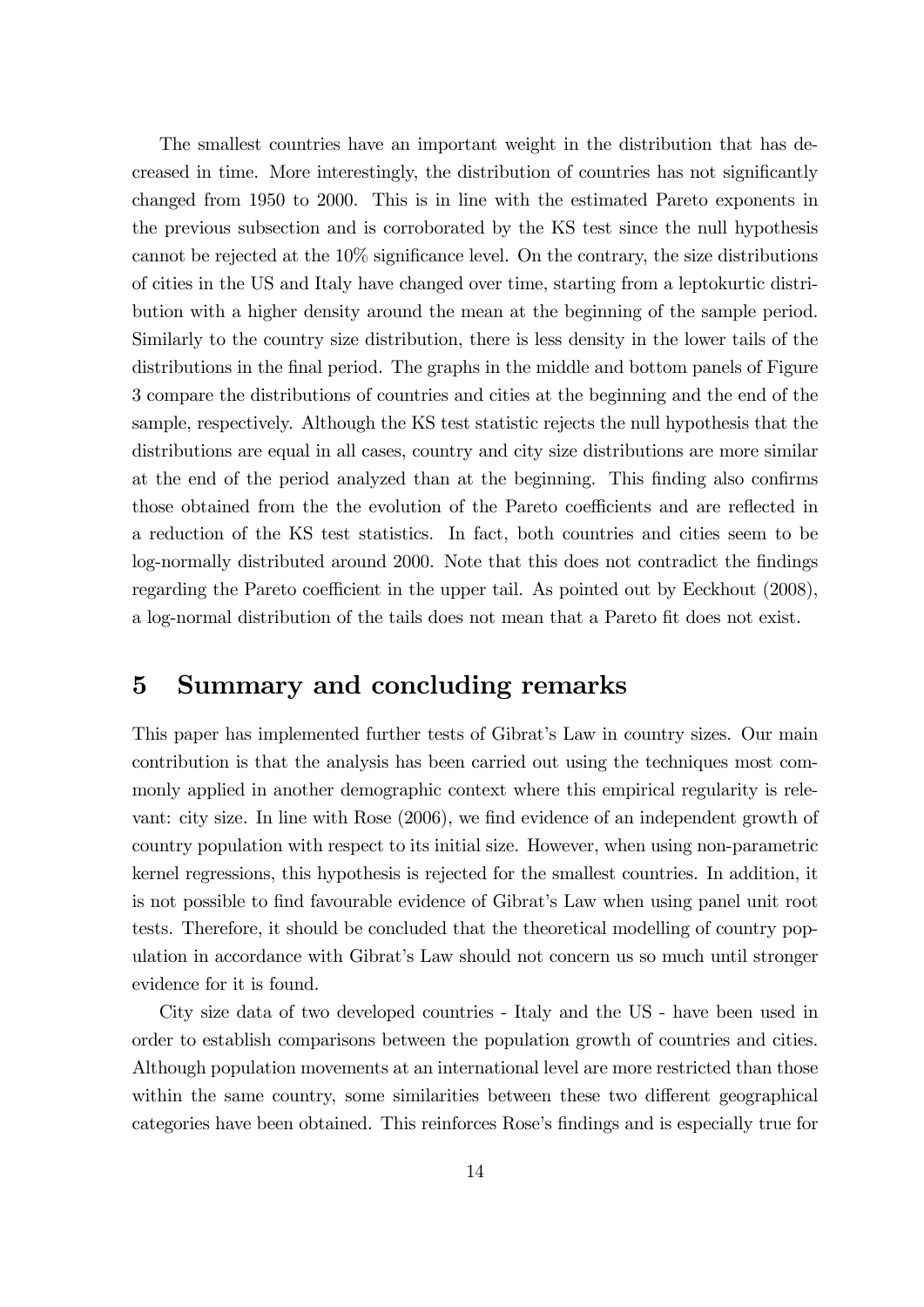The smallest countries have an important weight in the distribution that has decreased in time. More interestingly, the distribution of countries has not significantly changed from 1950 to 2000. This is in line with the estimated Pareto exponents in the previous subsection and is corroborated by the KS test since the null hypothesis cannot be rejected at the 10% significance level. On the contrary, the size distributions of cities in the US and Italy have changed over time, starting from a leptokurtic distribution with a higher density around the mean at the beginning of the sample period. Similarly to the country size distribution, there is less density in the lower tails of the distributions in the final period. The graphs in the middle and bottom panels of Figure 3 compare the distributions of countries and cities at the beginning and the end of the sample, respectively. Although the KS test statistic rejects the null hypothesis that the distributions are equal in all cases, country and city size distributions are more similar at the end of the period analyzed than at the beginning. This finding also confirms those obtained from the the evolution of the Pareto coefficients and are reflected in a reduction of the KS test statistics. In fact, both countries and cities seem to be log-normally distributed around 2000. Note that this does not contradict the findings regarding the Pareto coefficient in the upper tail. As pointed out by Eeckhout (2008), a log-normal distribution of the tails does not mean that a Pareto fit does not exist.

# 5 Summary and concluding remarks

This paper has implemented further tests of Gibrat's Law in country sizes. Our main contribution is that the analysis has been carried out using the techniques most commonly applied in another demographic context where this empirical regularity is relevant: city size. In line with Rose (2006), we find evidence of an independent growth of country population with respect to its initial size. However, when using non-parametric kernel regressions, this hypothesis is rejected for the smallest countries. In addition, it is not possible to find favourable evidence of Gibrat's Law when using panel unit root tests. Therefore, it should be concluded that the theoretical modelling of country population in accordance with Gibrat's Law should not concern us so much until stronger evidence for it is found.

City size data of two developed countries - Italy and the US - have been used in order to establish comparisons between the population growth of countries and cities. Although population movements at an international level are more restricted than those within the same country, some similarities between these two different geographical categories have been obtained. This reinforces Rose's findings and is especially true for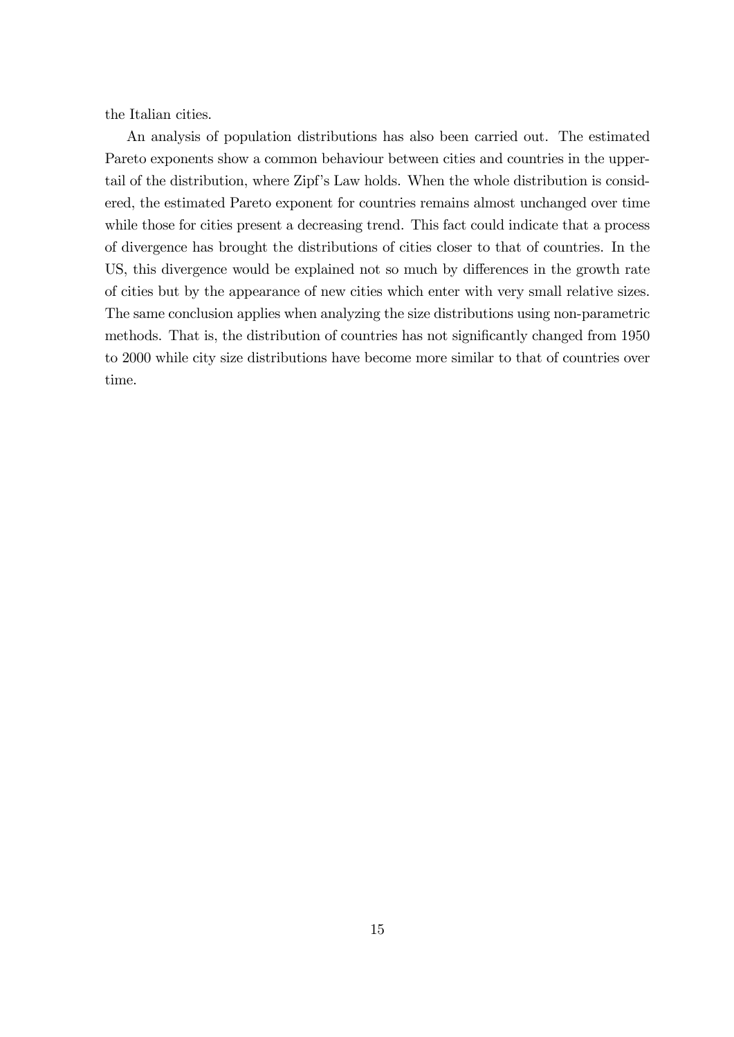the Italian cities.

An analysis of population distributions has also been carried out. The estimated Pareto exponents show a common behaviour between cities and countries in the upper-tail of the distribution, where Zipf's Law holds. When the whole distribution is considered, the estimated Pareto exponent for countries remains almost unchanged over time while those for cities present a decreasing trend. This fact could indicate that a process of divergence has brought the distributions of cities closer to that of countries. In the US, this divergence would be explained not so much by differences in the growth rate of cities but by the appearance of new cities which enter with very small relative sizes. The same conclusion applies when analyzing the size distributions using non-parametric methods. That is, the distribution of countries has not significantly changed from 1950 to 2000 while city size distributions have become more similar to that of countries over time.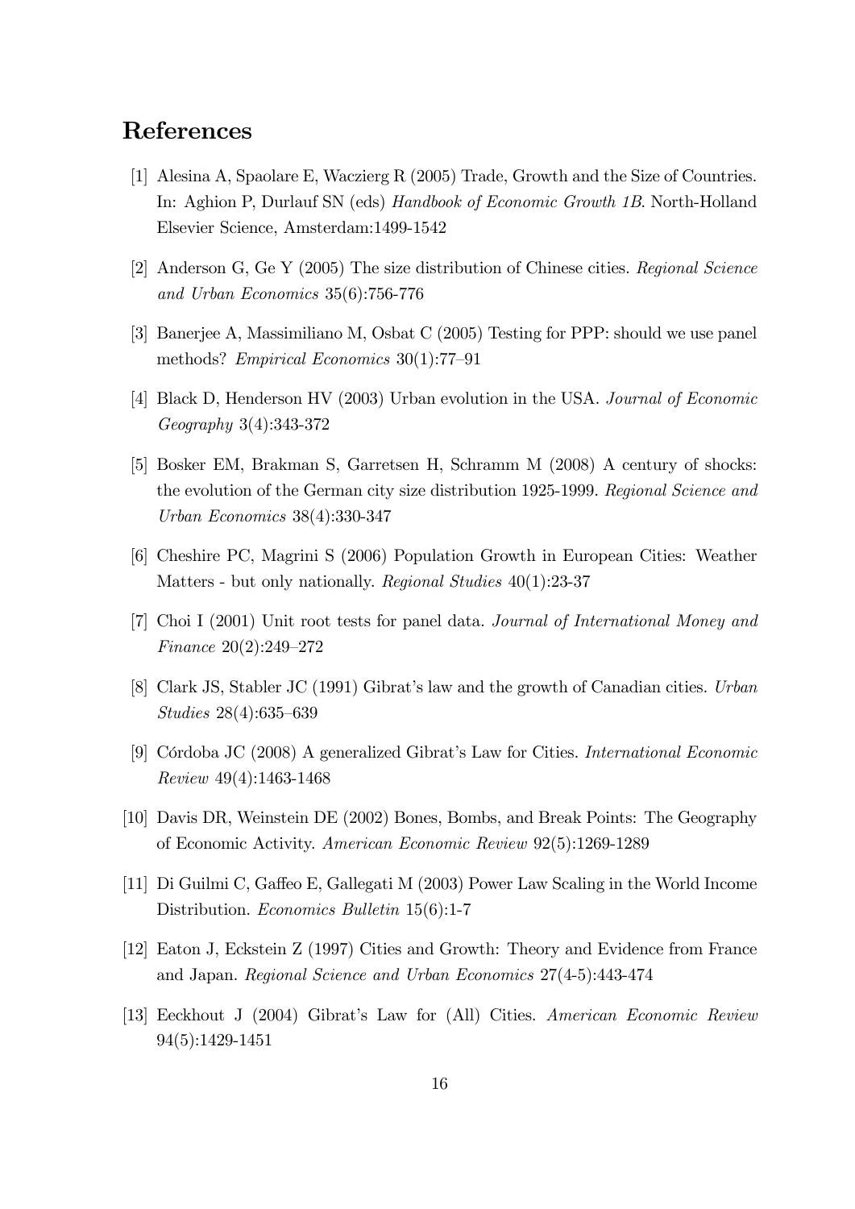## References

[1] Alesina A, Spaolare E, Wacziarg R (2005) Trade, Growth and the Size of Countries. In: Aghion P, Durlauf SN (eds) *Handbook of Economic Growth 1B*. North-Holland Elsevier Science, Amsterdam:1499-1542

[2] Anderson G, Ge Y (2005) The size distribution of Chinese cities. *Regional Science and Urban Economics* 35(6):756-776

[3] Banerjee A, Massimiliano M, Osbat C (2005) Testing for PPP: should we use panel methods? *Empirical Economics* 30(1):77–91

[4] Black D, Henderson HV (2003) Urban evolution in the USA. *Journal of Economic Geography* 3(4):343-372

[5] Bosker EM, Brakman S, Garretsen H, Schramm M (2008) A century of shocks: the evolution of the German city size distribution 1925-1999. *Regional Science and Urban Economics* 38(4):330-347

[6] Cheshire PC, Magrini S (2006) Population Growth in European Cities: Weather Matters - but only nationally. *Regional Studies* 40(1):23-37

[7] Choi I (2001) Unit root tests for panel data. *Journal of International Money and Finance* 20(2):249–272

[8] Clark JS, Stabler JC (1991) Gibrat's law and the growth of Canadian cities. *Urban Studies* 28(4):635–639

[9] Córdoba JC (2008) A generalized Gibrat's Law for Cities. *International Economic Review* 49(4):1463-1468

[10] Davis DR, Weinstein DE (2002) Bones, Bombs, and Break Points: The Geography of Economic Activity. *American Economic Review* 92(5):1269-1289

[11] Di Guilmi C, Gaffeo E, Gallegati M (2003) Power Law Scaling in the World Income Distribution. *Economics Bulletin* 15(6):1-7

[12] Eaton J, Eckstein Z (1997) Cities and Growth: Theory and Evidence from France and Japan. *Regional Science and Urban Economics* 27(4-5):443-474

[13] Eeckhout J (2004) Gibrat's Law for (All) Cities. *American Economic Review* 94(5):1429-1451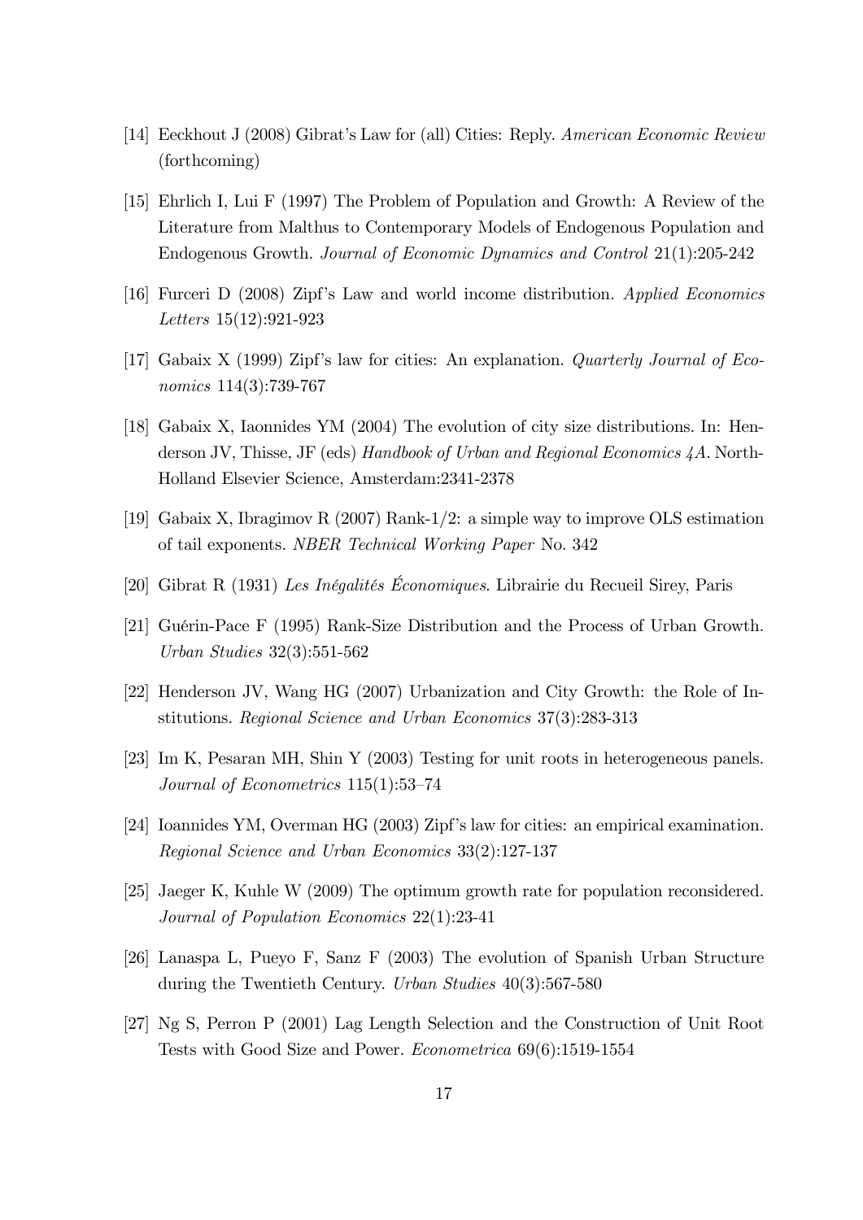[14] Eeckhout J (2008) Gibrat's Law for (all) Cities: Reply. *American Economic Review* (forthcoming)

[15] Ehrlich I, Lui F (1997) The Problem of Population and Growth: A Review of the Literature from Malthus to Contemporary Models of Endogenous Population and Endogenous Growth. *Journal of Economic Dynamics and Control* 21(1):205-242

[16] Furceri D (2008) Zipf's Law and world income distribution. *Applied Economics Letters* 15(12):921-923

[17] Gabaix X (1999) Zipf's law for cities: An explanation. *Quarterly Journal of Economics* 114(3):739-767

[18] Gabaix X, Iaonnides YM (2004) The evolution of city size distributions. In: Henderson JV, Thisse, JF (eds) *Handbook of Urban and Regional Economics 4A*. North-Holland Elsevier Science, Amsterdam:2341-2378

[19] Gabaix X, Ibragimov R (2007) Rank-1/2: a simple way to improve OLS estimation of tail exponents. *NBER Technical Working Paper* No. 342

[20] Gibrat R (1931) *Les Inégalités Économiques*. Librairie du Recueil Sirey, Paris

[21] Guérin-Pace F (1995) Rank-Size Distribution and the Process of Urban Growth. *Urban Studies* 32(3):551-562

[22] Henderson JV, Wang HG (2007) Urbanization and City Growth: the Role of Institutions. *Regional Science and Urban Economics* 37(3):283-313

[23] Im K, Pesaran MH, Shin Y (2003) Testing for unit roots in heterogeneous panels. *Journal of Econometrics* 115(1):53–74

[24] Ioannides YM, Overman HG (2003) Zipf's law for cities: an empirical examination. *Regional Science and Urban Economics* 33(2):127-137

[25] Jaeger K, Kuhle W (2009) The optimum growth rate for population reconsidered. *Journal of Population Economics* 22(1):23-41

[26] Lanaspa L, Pueyo F, Sanz F (2003) The evolution of Spanish Urban Structure during the Twentieth Century. *Urban Studies* 40(3):567-580

[27] Ng S, Perron P (2001) Lag Length Selection and the Construction of Unit Root Tests with Good Size and Power. *Econometrica* 69(6):1519-1554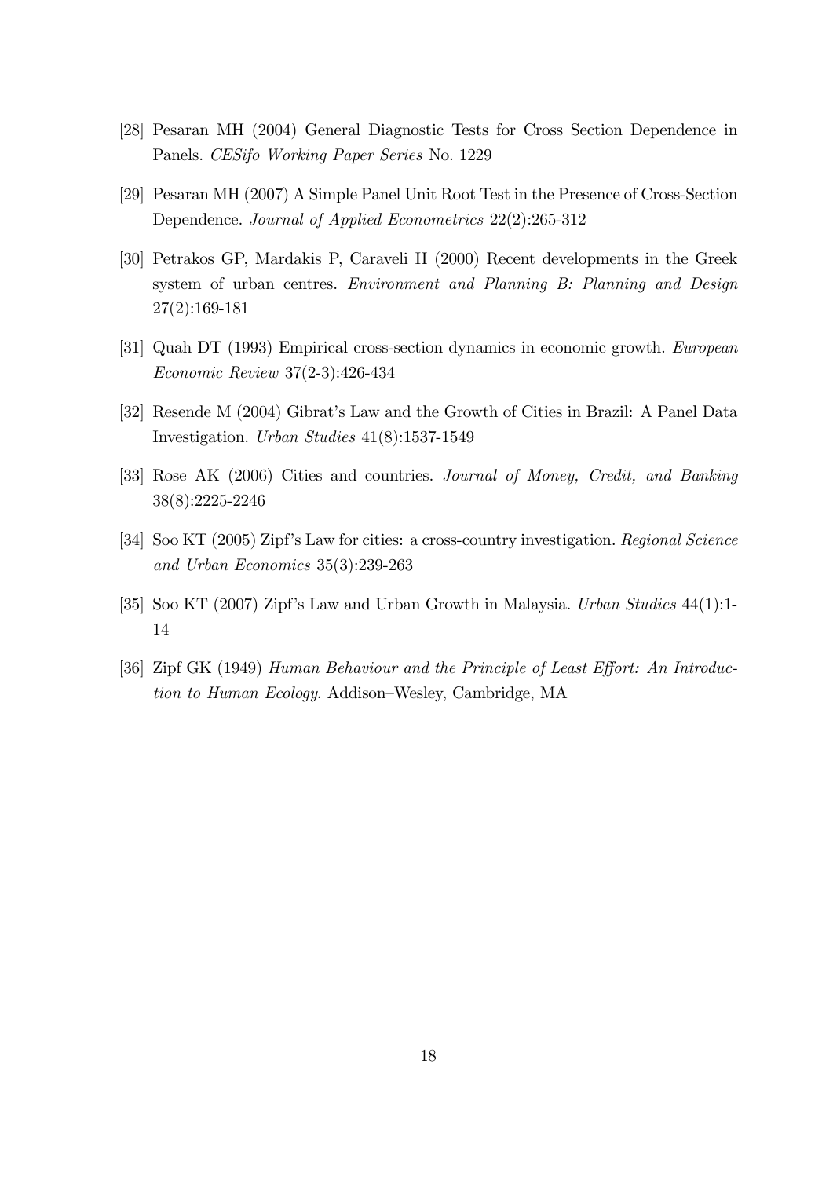[28] Pesaran MH (2004) General Diagnostic Tests for Cross Section Dependence in Panels. *CESifo Working Paper Series* No. 1229

[29] Pesaran MH (2007) A Simple Panel Unit Root Test in the Presence of Cross-Section Dependence. *Journal of Applied Econometrics* 22(2):265-312

[30] Petrakos GP, Mardakis P, Caraveli H (2000) Recent developments in the Greek system of urban centres. *Environment and Planning B: Planning and Design* 27(2):169-181

[31] Quah DT (1993) Empirical cross-section dynamics in economic growth. *European Economic Review* 37(2-3):426-434

[32] Resende M (2004) Gibrat's Law and the Growth of Cities in Brazil: A Panel Data Investigation. *Urban Studies* 41(8):1537-1549

[33] Rose AK (2006) Cities and countries. *Journal of Money, Credit, and Banking* 38(8):2225-2246

[34] Soo KT (2005) Zipf's Law for cities: a cross-country investigation. *Regional Science and Urban Economics* 35(3):239-263

[35] Soo KT (2007) Zipf's Law and Urban Growth in Malaysia. *Urban Studies* 44(1):1-14

[36] Zipf GK (1949) *Human Behaviour and the Principle of Least Effort: An Introduction to Human Ecology*. Addison–Wesley, Cambridge, MA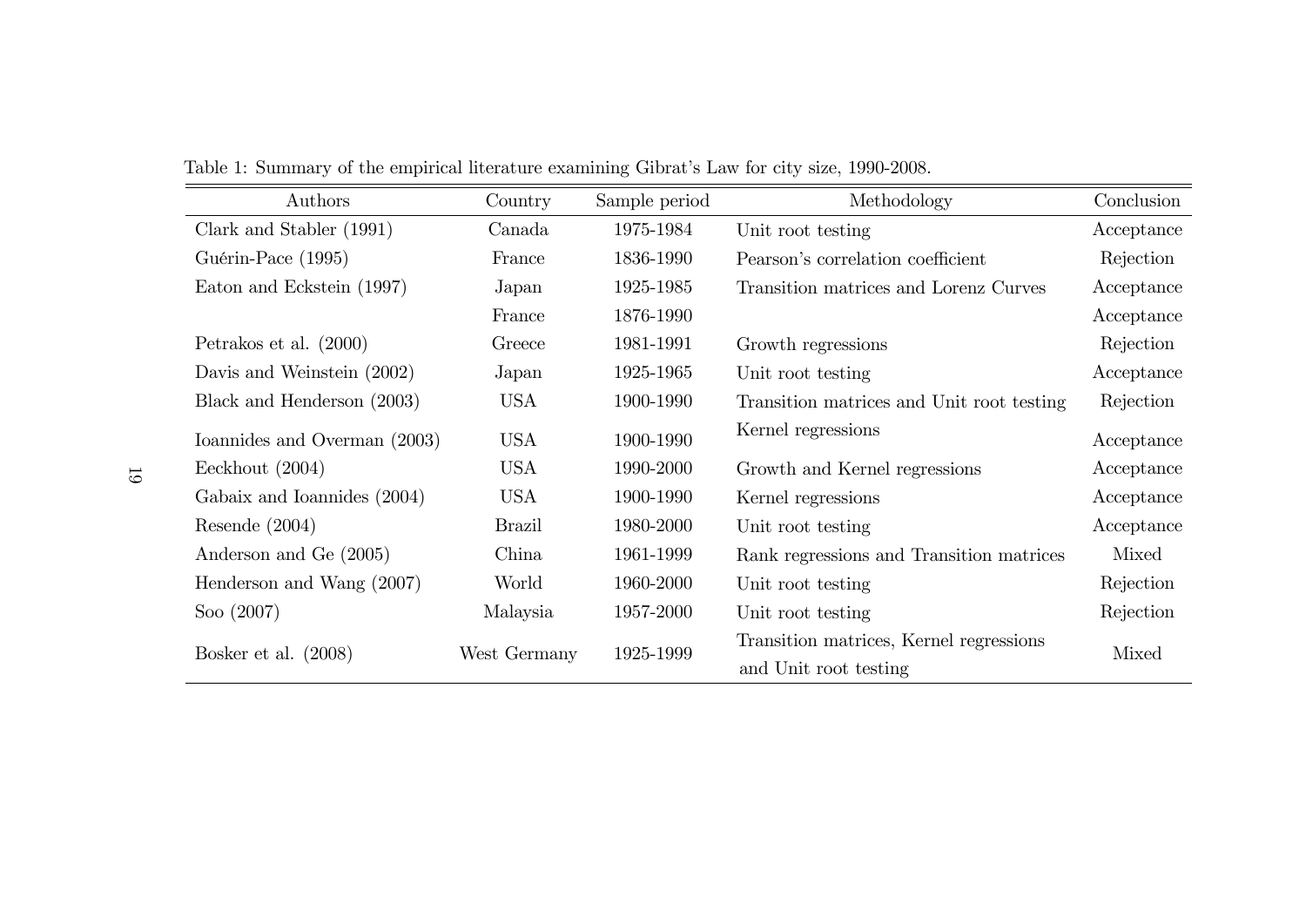Table 1: Summary of the empirical literature examining Gibrat's Law for city size, 1990-2008.

| Authors | Country | Sample period | Methodology | Conclusion |
|---|---|---|---|---|
| Clark and Stabler (1991) | Canada | 1975-1984 | Unit root testing | Acceptance |
| Guérin-Pace (1995) | France | 1836-1990 | Pearson's correlation coefficient | Rejection |
| Eaton and Eckstein (1997) | Japan | 1925-1985 | Transition matrices and Lorenz Curves | Acceptance |
| | France | 1876-1990 | | Acceptance |
| Petrakos et al. (2000) | Greece | 1981-1991 | Growth regressions | Rejection |
| Davis and Weinstein (2002) | Japan | 1925-1965 | Unit root testing | Acceptance |
| Black and Henderson (2003) | USA | 1900-1990 | Transition matrices and Unit root testing | Rejection |
| Ioannides and Overman (2003) | USA | 1900-1990 | Kernel regressions | Acceptance |
| Eeckhout (2004) | USA | 1990-2000 | Growth and Kernel regressions | Acceptance |
| Gabaix and Ioannides (2004) | USA | 1900-1990 | Kernel regressions | Acceptance |
| Resende (2004) | Brazil | 1980-2000 | Unit root testing | Acceptance |
| Anderson and Ge (2005) | China | 1961-1999 | Rank regressions and Transition matrices | Mixed |
| Henderson and Wang (2007) | World | 1960-2000 | Unit root testing | Rejection |
| Soo (2007) | Malaysia | 1957-2000 | Unit root testing | Rejection |
| Bosker et al. (2008) | West Germany | 1925-1999 | Transition matrices, Kernel regressions and Unit root testing | Mixed |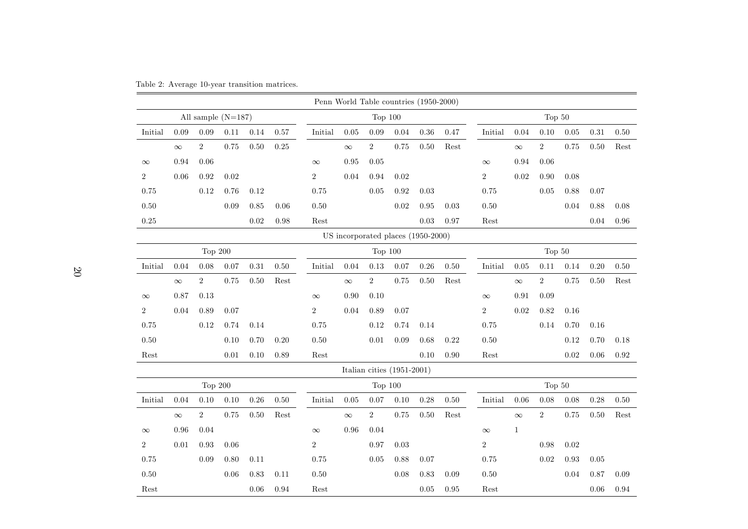Table 2: Average 10-year transition matrices.

**Penn World Table countries (1950-2000)**

| All sample (N=187) | | | | | | Top 100 | | | | | | Top 50 | | | | | |
|---|---|---|---|---|---|---|---|---|---|---|---|---|---|---|---|---|---|
| Initial | 0.09 | 0.09 | 0.11 | 0.14 | 0.57 | Initial | 0.05 | 0.09 | 0.04 | 0.36 | 0.47 | Initial | 0.04 | 0.10 | 0.05 | 0.31 | 0.50 |
| | $\infty$ | 2 | 0.75 | 0.50 | 0.25 | | $\infty$ | 2 | 0.75 | 0.50 | Rest | | $\infty$ | 2 | 0.75 | 0.50 | Rest |
| $\infty$ | 0.94 | 0.06 | | | | $\infty$ | 0.95 | 0.05 | | | | $\infty$ | 0.94 | 0.06 | | | |
| 2 | 0.06 | 0.92 | 0.02 | | | 2 | 0.04 | 0.94 | 0.02 | | | 2 | 0.02 | 0.90 | 0.08 | | |
| 0.75 | | 0.12 | 0.76 | 0.12 | | 0.75 | | 0.05 | 0.92 | 0.03 | | 0.75 | | 0.05 | 0.88 | 0.07 | |
| 0.50 | | | 0.09 | 0.85 | 0.06 | 0.50 | | | 0.02 | 0.95 | 0.03 | 0.50 | | | 0.04 | 0.88 | 0.08 |
| 0.25 | | | | 0.02 | 0.98 | Rest | | | | 0.03 | 0.97 | Rest | | | | 0.04 | 0.96 |

**US incorporated places (1950-2000)**

| Top 200 | | | | | | Top 100 | | | | | | Top 50 | | | | | |
|---|---|---|---|---|---|---|---|---|---|---|---|---|---|---|---|---|---|
| Initial | 0.04 | 0.08 | 0.07 | 0.31 | 0.50 | Initial | 0.04 | 0.13 | 0.07 | 0.26 | 0.50 | Initial | 0.05 | 0.11 | 0.14 | 0.20 | 0.50 |
| | $\infty$ | 2 | 0.75 | 0.50 | Rest | | $\infty$ | 2 | 0.75 | 0.50 | Rest | | $\infty$ | 2 | 0.75 | 0.50 | Rest |
| $\infty$ | 0.87 | 0.13 | | | | $\infty$ | 0.90 | 0.10 | | | | $\infty$ | 0.91 | 0.09 | | | |
| 2 | 0.04 | 0.89 | 0.07 | | | 2 | 0.04 | 0.89 | 0.07 | | | 2 | 0.02 | 0.82 | 0.16 | | |
| 0.75 | | 0.12 | 0.74 | 0.14 | | 0.75 | | 0.12 | 0.74 | 0.14 | | 0.75 | | 0.14 | 0.70 | 0.16 | |
| 0.50 | | | 0.10 | 0.70 | 0.20 | 0.50 | | 0.01 | 0.09 | 0.68 | 0.22 | 0.50 | | | 0.12 | 0.70 | 0.18 |
| Rest | | | 0.01 | 0.10 | 0.89 | Rest | | | | 0.10 | 0.90 | Rest | | | 0.02 | 0.06 | 0.92 |

**Italian cities (1951-2001)**

| Top 200 | | | | | | Top 100 | | | | | | Top 50 | | | | | |
|---|---|---|---|---|---|---|---|---|---|---|---|---|---|---|---|---|---|
| Initial | 0.04 | 0.10 | 0.10 | 0.26 | 0.50 | Initial | 0.05 | 0.07 | 0.10 | 0.28 | 0.50 | Initial | 0.06 | 0.08 | 0.08 | 0.28 | 0.50 |
| | $\infty$ | 2 | 0.75 | 0.50 | Rest | | $\infty$ | 2 | 0.75 | 0.50 | Rest | | $\infty$ | 2 | 0.75 | 0.50 | Rest |
| $\infty$ | 0.96 | 0.04 | | | | $\infty$ | 0.96 | 0.04 | | | | $\infty$ | 1 | | | | |
| 2 | 0.01 | 0.93 | 0.06 | | | 2 | | 0.97 | 0.03 | | | 2 | | 0.98 | 0.02 | | |
| 0.75 | | 0.09 | 0.80 | 0.11 | | 0.75 | | 0.05 | 0.88 | 0.07 | | 0.75 | | 0.02 | 0.93 | 0.05 | |
| 0.50 | | | 0.06 | 0.83 | 0.11 | 0.50 | | | 0.08 | 0.83 | 0.09 | 0.50 | | | 0.04 | 0.87 | 0.09 |
| Rest | | | | 0.06 | 0.94 | Rest | | | | 0.05 | 0.95 | Rest | | | | 0.06 | 0.94 |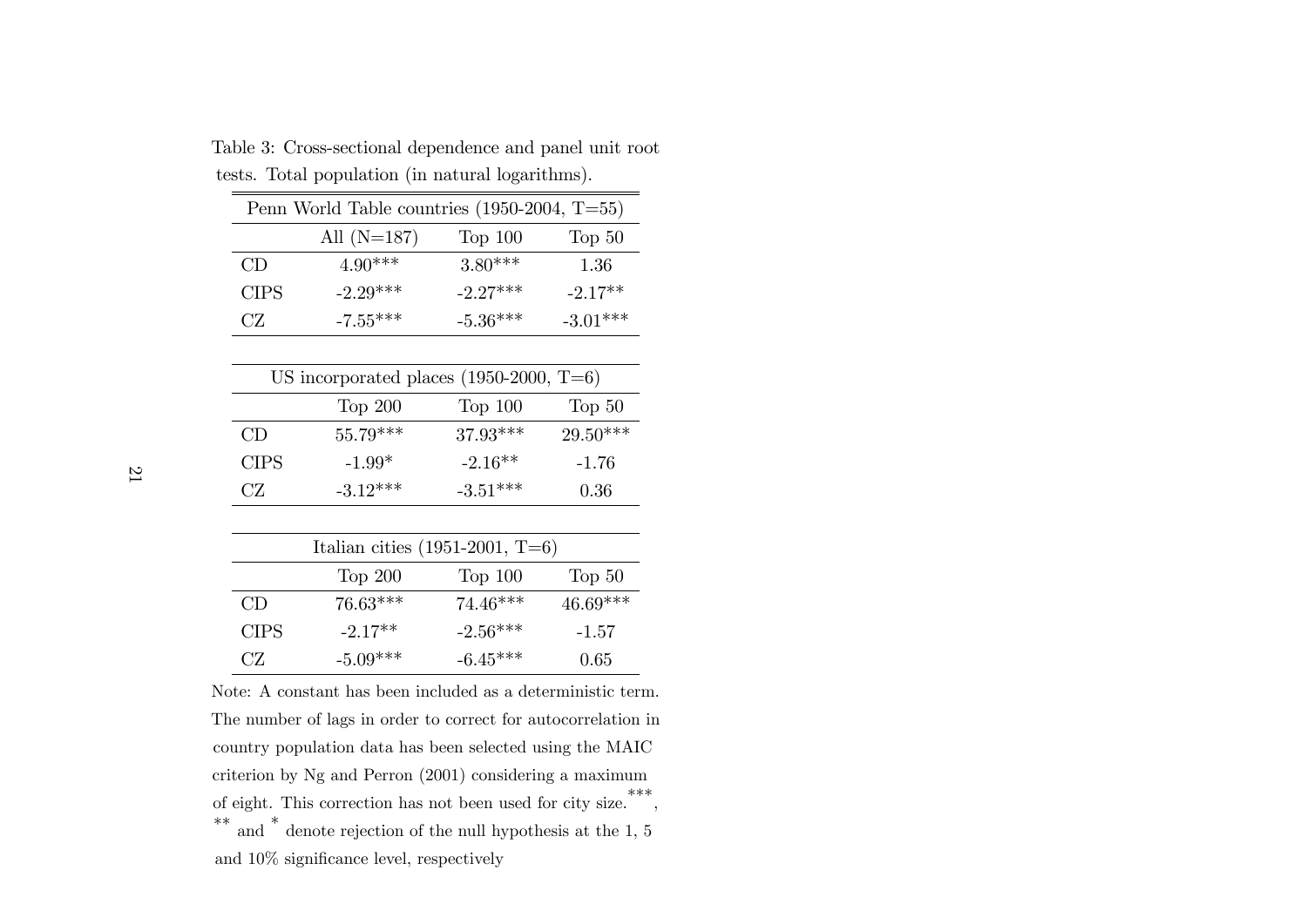Table 3: Cross-sectional dependence and panel unit root tests. Total population (in natural logarithms).

| Penn World Table countries (1950-2004, T=55) | | | |
|---|---|---|---|
| | All (N=187) | Top 100 | Top 50 |
| CD | 4.90*** | 3.80*** | 1.36 |
| CIPS | -2.29*** | -2.27*** | -2.17** |
| CZ | -7.55*** | -5.36*** | -3.01*** |

| US incorporated places (1950-2000, T=6) | | | |
|---|---|---|---|
| | Top 200 | Top 100 | Top 50 |
| CD | 55.79*** | 37.93*** | 29.50*** |
| CIPS | -1.99* | -2.16** | -1.76 |
| CZ | -3.12*** | -3.51*** | 0.36 |

| Italian cities (1951-2001, T=6) | | | |
|---|---|---|---|
| | Top 200 | Top 100 | Top 50 |
| CD | 76.63*** | 74.46*** | 46.69*** |
| CIPS | -2.17** | -2.56*** | -1.57 |
| CZ | -5.09*** | -6.45*** | 0.65 |

Note: A constant has been included as a deterministic term. The number of lags in order to correct for autocorrelation in country population data has been selected using the MAIC criterion by Ng and Perron (2001) considering a maximum of eight. This correction has not been used for city size. ***, ** and * denote rejection of the null hypothesis at the 1, 5 and 10% significance level, respectively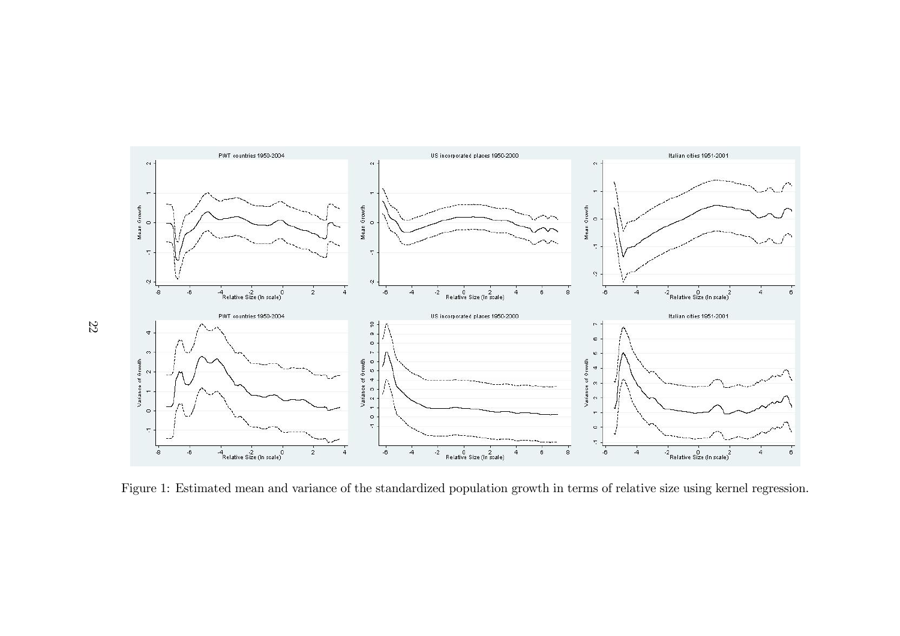Figure 1: Estimated mean and variance of the standardized population growth in terms of relative size using kernel regression.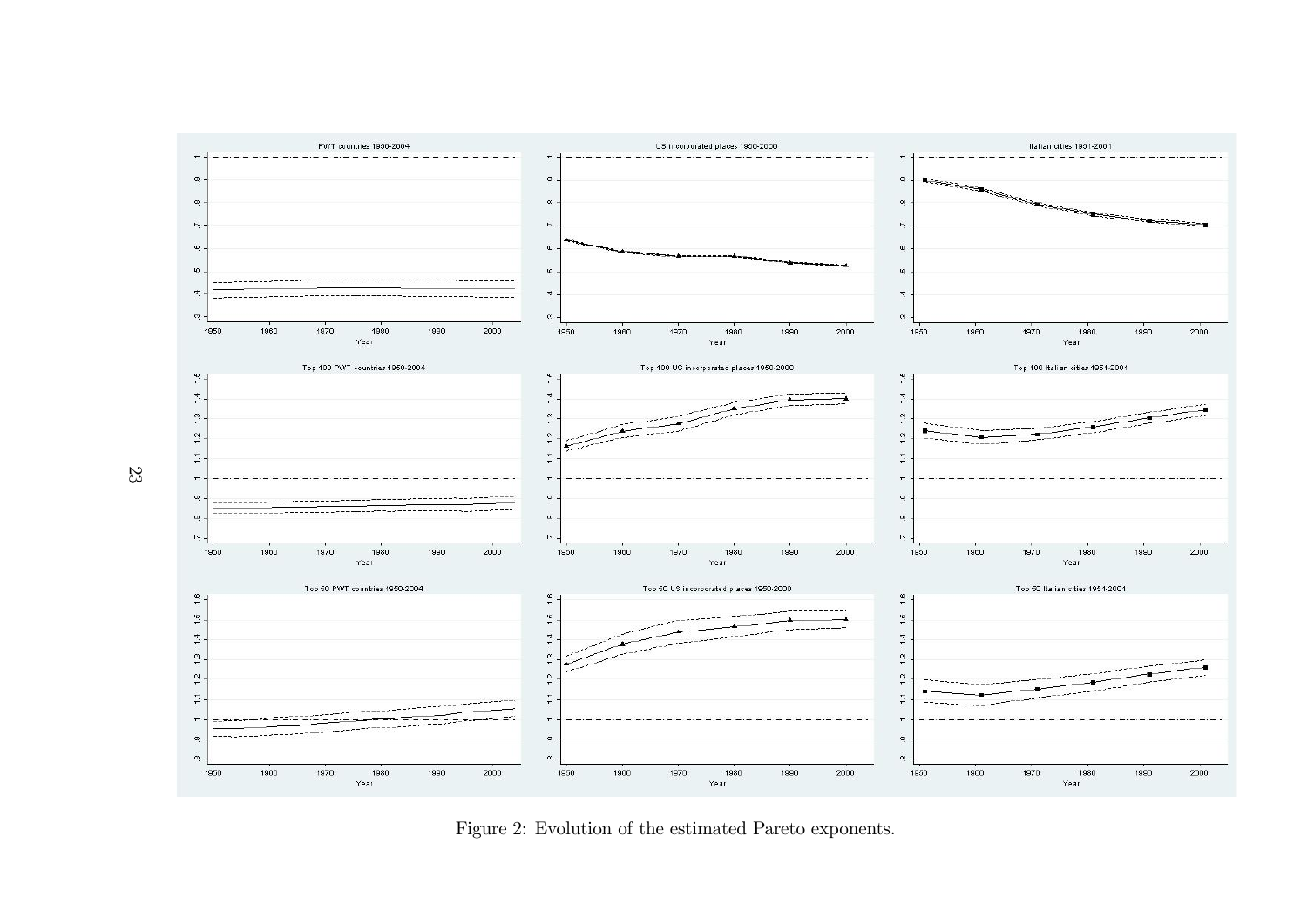Figure 2: Evolution of the estimated Pareto exponents.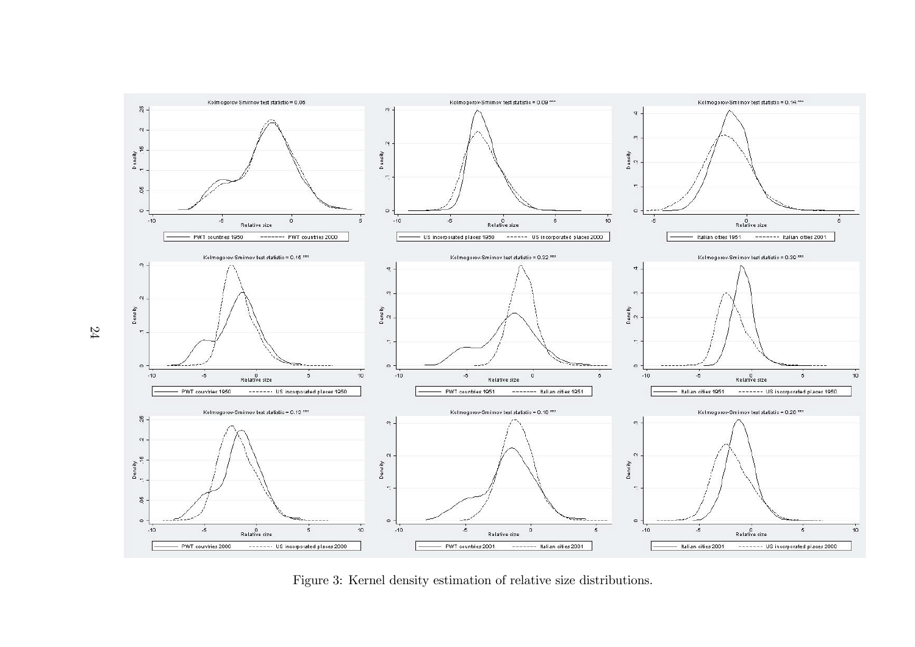Kolmogorov-Smirnov test statistic = 0.06

Kolmogorov-Smirnov test statistic = 0.09 ***

Kolmogorov-Smirnov test statistic = 0.14 ***

PWT countries 1950 ------- PWT countries 2000

US incorporated places 1950 ------ US incorporated places 2000

Italian cities 1951 ------- Italian cities 2001

Kolmogorov-Smirnov test statistic = 0.16 ***

Kolmogorov-Smirnov test statistic = 0.32 ***

Kolmogorov-Smirnov test statistic = 0.30 ***

PWT countries 1950 ------- US incorporated places 1950

PWT countries 1951 ------- Italian cities 1951

Italian cities 1951 ------- US incorporated places 1950

Kolmogorov-Smirnov test statistic = 0.13 ***

Kolmogorov-Smirnov test statistic = 0.16 ***

Kolmogorov-Smirnov test statistic = 0.26 ***

PWT countries 2000 ------- US incorporated places 2000

PWT countries 2001 ------- Italian cities 2001

Italian cities 2001 ------- US incorporated places 2000

Density

Relative size

Figure 3: Kernel density estimation of relative size distributions.